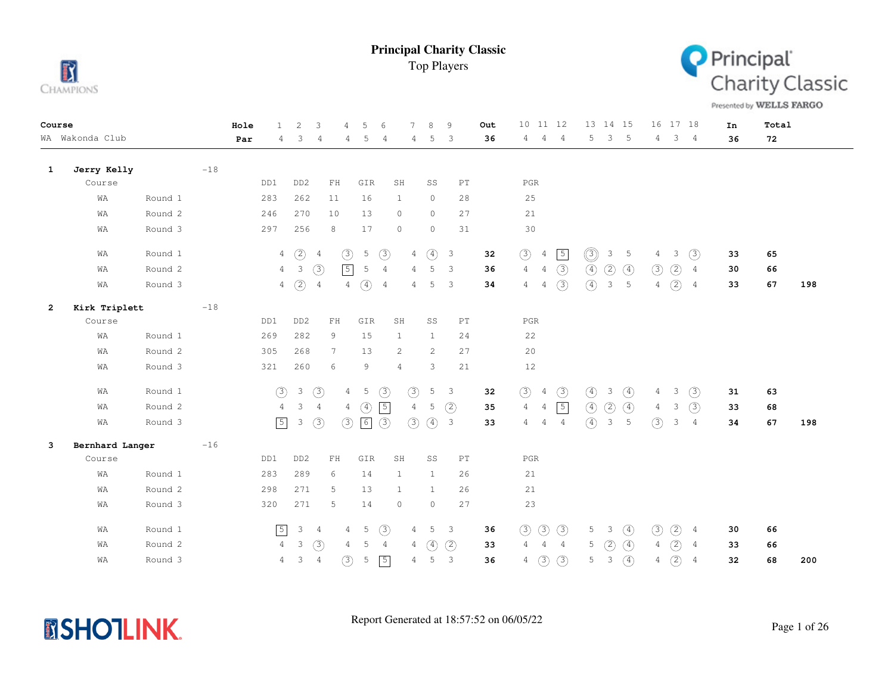# Principal Charity Classic

Top Players

| Course | Hole | 1 | 2 | 3 | 4 | 5 | 6 | 7 | 8 | 9 | Out | 10 | 11 | 12 | 13 | 14 | 15 | 16 | 17 | 18 | In | Total |
|---|---|---|---|---|---|---|---|---|---|---|---|---|---|---|---|---|---|---|---|---|---|---|
| WA Wakonda Club | Par | 4 | 3 | 4 | 4 | 5 | 4 | 4 | 5 | 3 | 36 | 4 | 4 | 4 | 5 | 3 | 5 | 4 | 3 | 4 | 36 | 72 |

## 1 Jerry Kelly -18

| Course | | DD1 | DD2 | FH | GIR | SH | SS | PT | PGR |
|---|---|---|---|---|---|---|---|---|---|
| WA | Round 1 | 283 | 262 | 11 | 16 | 1 | 0 | 28 | 25 |
| WA | Round 2 | 246 | 270 | 10 | 13 | 0 | 0 | 27 | 21 |
| WA | Round 3 | 297 | 256 | 8 | 17 | 0 | 0 | 31 | 30 |

| Course | Round | 1 | 2 | 3 | 4 | 5 | 6 | 7 | 8 | 9 | Out | 10 | 11 | 12 | 13 | 14 | 15 | 16 | 17 | 18 | In | Total | |
|---|---|---|---|---|---|---|---|---|---|---|---|---|---|---|---|---|---|---|---|---|---|---|---|
| WA | Round 1 | 4 | 2 | 4 | 3 | 5 | 3 | 4 | 4 | 3 | 32 | 3 | 4 | 5 | 3 | 3 | 5 | 4 | 3 | 3 | 33 | 65 | |
| WA | Round 2 | 4 | 3 | 3 | 5 | 5 | 4 | 4 | 5 | 3 | 36 | 4 | 4 | 3 | 4 | 2 | 4 | 3 | 2 | 4 | 30 | 66 | |
| WA | Round 3 | 4 | 2 | 4 | 4 | 4 | 4 | 4 | 5 | 3 | 34 | 4 | 4 | 3 | 4 | 3 | 5 | 4 | 2 | 4 | 33 | 67 | 198 |

## 2 Kirk Triplett -18

| Course | | DD1 | DD2 | FH | GIR | SH | SS | PT | PGR |
|---|---|---|---|---|---|---|---|---|---|
| WA | Round 1 | 269 | 282 | 9 | 15 | 1 | 1 | 24 | 22 |
| WA | Round 2 | 305 | 268 | 7 | 13 | 2 | 2 | 27 | 20 |
| WA | Round 3 | 321 | 260 | 6 | 9 | 4 | 3 | 21 | 12 |

| Course | Round | 1 | 2 | 3 | 4 | 5 | 6 | 7 | 8 | 9 | Out | 10 | 11 | 12 | 13 | 14 | 15 | 16 | 17 | 18 | In | Total | |
|---|---|---|---|---|---|---|---|---|---|---|---|---|---|---|---|---|---|---|---|---|---|---|---|
| WA | Round 1 | 3 | 3 | 3 | 4 | 5 | 3 | 3 | 5 | 3 | 32 | 3 | 4 | 3 | 4 | 3 | 4 | 4 | 3 | 3 | 31 | 63 | |
| WA | Round 2 | 4 | 3 | 4 | 4 | 4 | 5 | 4 | 5 | 2 | 35 | 4 | 4 | 5 | 4 | 2 | 4 | 4 | 3 | 3 | 33 | 68 | |
| WA | Round 3 | 5 | 3 | 3 | 3 | 6 | 3 | 3 | 4 | 3 | 33 | 4 | 4 | 4 | 4 | 3 | 5 | 3 | 3 | 4 | 34 | 67 | 198 |

## 3 Bernhard Langer -16

| Course | | DD1 | DD2 | FH | GIR | SH | SS | PT | PGR |
|---|---|---|---|---|---|---|---|---|---|
| WA | Round 1 | 283 | 289 | 6 | 14 | 1 | 1 | 26 | 21 |
| WA | Round 2 | 298 | 271 | 5 | 13 | 1 | 1 | 26 | 21 |
| WA | Round 3 | 320 | 271 | 5 | 14 | 0 | 0 | 27 | 23 |

| Course | Round | 1 | 2 | 3 | 4 | 5 | 6 | 7 | 8 | 9 | Out | 10 | 11 | 12 | 13 | 14 | 15 | 16 | 17 | 18 | In | Total | |
|---|---|---|---|---|---|---|---|---|---|---|---|---|---|---|---|---|---|---|---|---|---|---|---|
| WA | Round 1 | 5 | 3 | 4 | 4 | 5 | 3 | 4 | 5 | 3 | 36 | 3 | 3 | 3 | 5 | 3 | 4 | 3 | 2 | 4 | 30 | 66 | |
| WA | Round 2 | 4 | 3 | 3 | 4 | 5 | 4 | 4 | 4 | 2 | 33 | 4 | 4 | 4 | 5 | 2 | 4 | 4 | 2 | 4 | 33 | 66 | |
| WA | Round 3 | 4 | 3 | 4 | 3 | 5 | 5 | 4 | 5 | 3 | 36 | 4 | 3 | 3 | 5 | 3 | 4 | 4 | 2 | 4 | 32 | 68 | 200 |

Report Generated at 18:57:52 on 06/05/22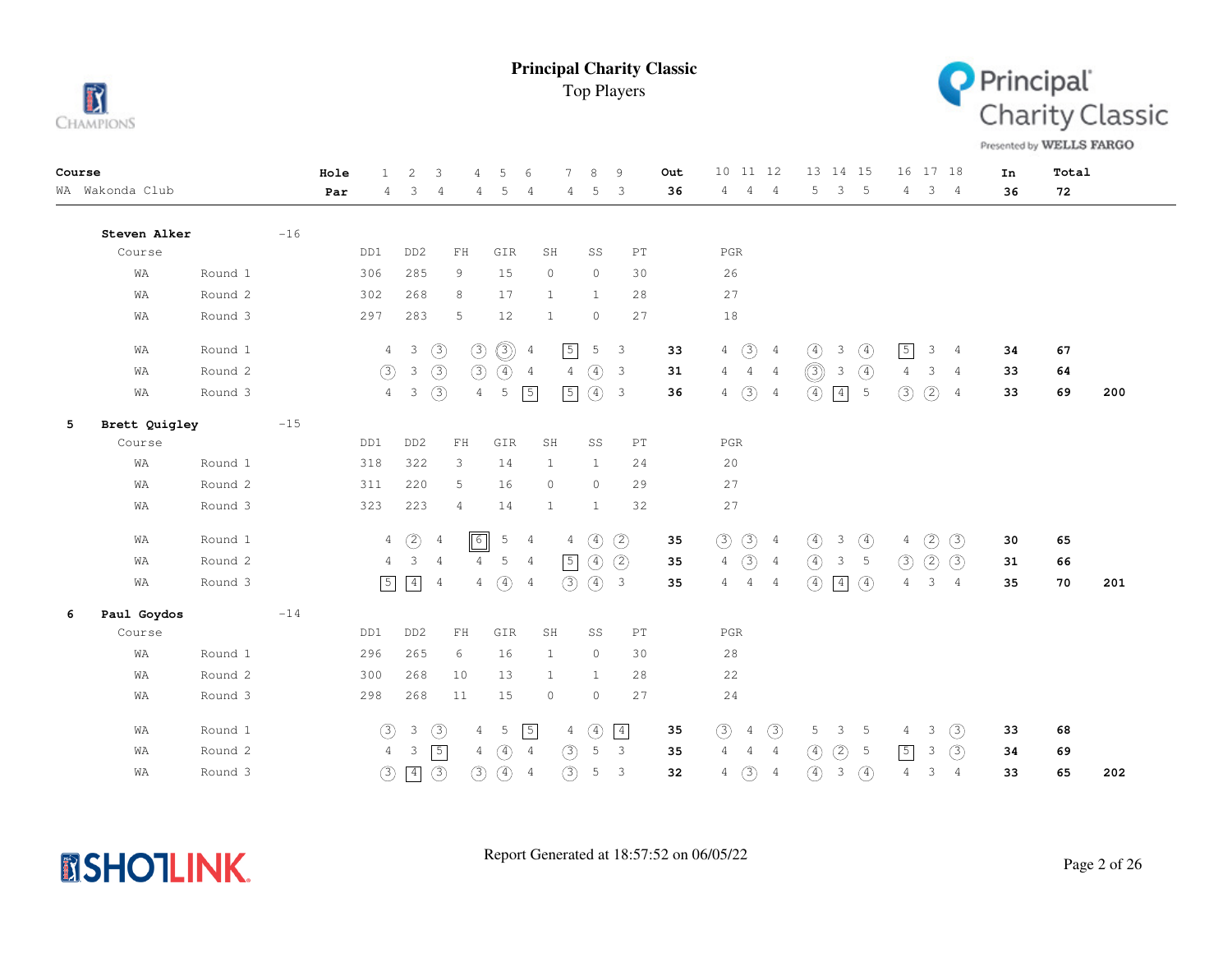# Principal Charity Classic

Top Players

| Course | Hole | 1 | 2 | 3 | 4 | 5 | 6 | 7 | 8 | 9 | Out | 10 | 11 | 12 | 13 | 14 | 15 | 16 | 17 | 18 | In | Total |
|---|---|---|---|---|---|---|---|---|---|---|---|---|---|---|---|---|---|---|---|---|---|---|
| WA Wakonda Club | Par | 4 | 3 | 4 | 4 | 5 | 4 | 4 | 5 | 3 | 36 | 4 | 4 | 4 | 5 | 3 | 5 | 4 | 3 | 4 | 36 | 72 |

## Steven Alker -16

| Course | Round | DD1 | DD2 | FH | GIR | SH | SS | PT | PGR |
|---|---|---|---|---|---|---|---|---|---|
| WA | Round 1 | 306 | 285 | 9 | 15 | 0 | 0 | 30 | 26 |
| WA | Round 2 | 302 | 268 | 8 | 17 | 1 | 1 | 28 | 27 |
| WA | Round 3 | 297 | 283 | 5 | 12 | 1 | 0 | 27 | 18 |

| Course | Round | 1 | 2 | 3 | 4 | 5 | 6 | 7 | 8 | 9 | Out | 10 | 11 | 12 | 13 | 14 | 15 | 16 | 17 | 18 | In | Total | |
|---|---|---|---|---|---|---|---|---|---|---|---|---|---|---|---|---|---|---|---|---|---|---|---|
| WA | Round 1 | 4 | 3 | 3 | 3 | 3 | 4 | 5 | 5 | 3 | 33 | 4 | 3 | 4 | 4 | 3 | 4 | 5 | 3 | 4 | 34 | 67 | |
| WA | Round 2 | 3 | 3 | 3 | 3 | 4 | 4 | 4 | 4 | 3 | 31 | 4 | 4 | 4 | 3 | 3 | 4 | 4 | 3 | 4 | 33 | 64 | |
| WA | Round 3 | 4 | 3 | 3 | 4 | 5 | 5 | 5 | 4 | 3 | 36 | 4 | 3 | 4 | 4 | 4 | 5 | 3 | 2 | 4 | 33 | 69 | 200 |

## 5 Brett Quigley -15

| Course | Round | DD1 | DD2 | FH | GIR | SH | SS | PT | PGR |
|---|---|---|---|---|---|---|---|---|---|
| WA | Round 1 | 318 | 322 | 3 | 14 | 1 | 1 | 24 | 20 |
| WA | Round 2 | 311 | 220 | 5 | 16 | 0 | 0 | 29 | 27 |
| WA | Round 3 | 323 | 223 | 4 | 14 | 1 | 1 | 32 | 27 |

| Course | Round | 1 | 2 | 3 | 4 | 5 | 6 | 7 | 8 | 9 | Out | 10 | 11 | 12 | 13 | 14 | 15 | 16 | 17 | 18 | In | Total | |
|---|---|---|---|---|---|---|---|---|---|---|---|---|---|---|---|---|---|---|---|---|---|---|---|
| WA | Round 1 | 4 | 2 | 4 | 6 | 5 | 4 | 4 | 4 | 2 | 35 | 3 | 3 | 4 | 4 | 3 | 4 | 4 | 2 | 3 | 30 | 65 | |
| WA | Round 2 | 4 | 3 | 4 | 4 | 5 | 4 | 5 | 4 | 2 | 35 | 4 | 3 | 4 | 4 | 3 | 5 | 3 | 2 | 3 | 31 | 66 | |
| WA | Round 3 | 5 | 4 | 4 | 4 | 4 | 4 | 3 | 4 | 3 | 35 | 4 | 4 | 4 | 4 | 4 | 4 | 4 | 3 | 4 | 35 | 70 | 201 |

## 6 Paul Goydos -14

| Course | Round | DD1 | DD2 | FH | GIR | SH | SS | PT | PGR |
|---|---|---|---|---|---|---|---|---|---|
| WA | Round 1 | 296 | 265 | 6 | 16 | 1 | 0 | 30 | 28 |
| WA | Round 2 | 300 | 268 | 10 | 13 | 1 | 1 | 28 | 22 |
| WA | Round 3 | 298 | 268 | 11 | 15 | 0 | 0 | 27 | 24 |

| Course | Round | 1 | 2 | 3 | 4 | 5 | 6 | 7 | 8 | 9 | Out | 10 | 11 | 12 | 13 | 14 | 15 | 16 | 17 | 18 | In | Total | |
|---|---|---|---|---|---|---|---|---|---|---|---|---|---|---|---|---|---|---|---|---|---|---|---|
| WA | Round 1 | 3 | 3 | 3 | 4 | 5 | 5 | 4 | 4 | 4 | 35 | 3 | 4 | 3 | 5 | 3 | 5 | 4 | 3 | 3 | 33 | 68 | |
| WA | Round 2 | 4 | 3 | 5 | 4 | 4 | 4 | 3 | 5 | 3 | 35 | 4 | 4 | 4 | 4 | 2 | 5 | 5 | 3 | 3 | 34 | 69 | |
| WA | Round 3 | 3 | 4 | 3 | 3 | 4 | 4 | 3 | 5 | 3 | 32 | 4 | 3 | 4 | 4 | 3 | 4 | 4 | 3 | 4 | 33 | 65 | 202 |

Report Generated at 18:57:52 on 06/05/22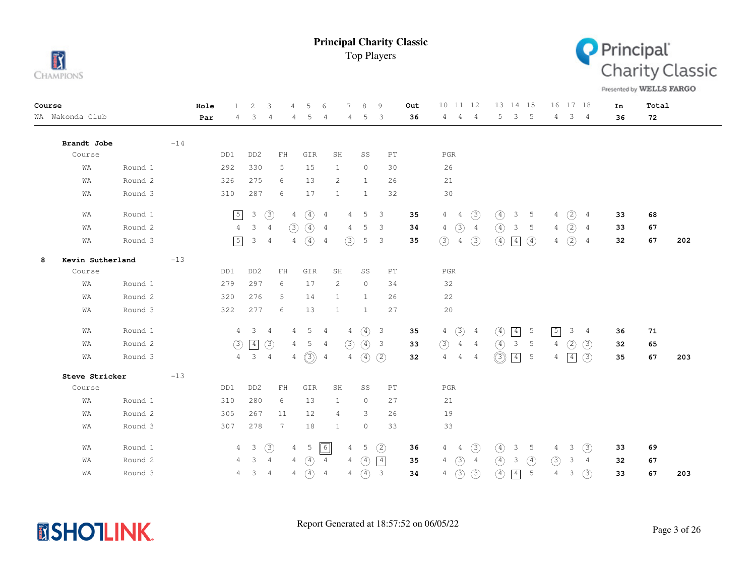# Principal Charity Classic

Top Players

| Course | Hole | 1 | 2 | 3 | 4 | 5 | 6 | 7 | 8 | 9 | Out | 10 | 11 | 12 | 13 | 14 | 15 | 16 | 17 | 18 | In | Total |
|---|---|---|---|---|---|---|---|---|---|---|---|---|---|---|---|---|---|---|---|---|---|---|
| WA Wakonda Club | Par | 4 | 3 | 4 | 4 | 5 | 4 | 4 | 5 | 3 | 36 | 4 | 4 | 4 | 5 | 3 | 5 | 4 | 3 | 4 | 36 | 72 |

## Brandt Jobe -14

| Course | Round | DD1 | DD2 | FH | GIR | SH | SS | PT | PGR |
|---|---|---|---|---|---|---|---|---|---|
| WA | Round 1 | 292 | 330 | 5 | 15 | 1 | 0 | 30 | 26 |
| WA | Round 2 | 326 | 275 | 6 | 13 | 2 | 1 | 26 | 21 |
| WA | Round 3 | 310 | 287 | 6 | 17 | 1 | 1 | 32 | 30 |

| Course | Round | 1 | 2 | 3 | 4 | 5 | 6 | 7 | 8 | 9 | Out | 10 | 11 | 12 | 13 | 14 | 15 | 16 | 17 | 18 | In | Total | |
|---|---|---|---|---|---|---|---|---|---|---|---|---|---|---|---|---|---|---|---|---|---|---|---|
| WA | Round 1 | 5 | 3 | 3 | 4 | 4 | 4 | 4 | 5 | 3 | 35 | 4 | 4 | 3 | 4 | 3 | 5 | 4 | 2 | 4 | 33 | 68 | |
| WA | Round 2 | 4 | 3 | 4 | 3 | 4 | 4 | 4 | 5 | 3 | 34 | 4 | 3 | 4 | 4 | 3 | 5 | 4 | 2 | 4 | 33 | 67 | |
| WA | Round 3 | 5 | 3 | 4 | 4 | 4 | 4 | 3 | 5 | 3 | 35 | 3 | 4 | 3 | 4 | 4 | 4 | 4 | 2 | 4 | 32 | 67 | 202 |

## 8 Kevin Sutherland -13

| Course | Round | DD1 | DD2 | FH | GIR | SH | SS | PT | PGR |
|---|---|---|---|---|---|---|---|---|---|
| WA | Round 1 | 279 | 297 | 6 | 17 | 2 | 0 | 34 | 32 |
| WA | Round 2 | 320 | 276 | 5 | 14 | 1 | 1 | 26 | 22 |
| WA | Round 3 | 322 | 277 | 6 | 13 | 1 | 1 | 27 | 20 |

| Course | Round | 1 | 2 | 3 | 4 | 5 | 6 | 7 | 8 | 9 | Out | 10 | 11 | 12 | 13 | 14 | 15 | 16 | 17 | 18 | In | Total | |
|---|---|---|---|---|---|---|---|---|---|---|---|---|---|---|---|---|---|---|---|---|---|---|---|
| WA | Round 1 | 4 | 3 | 4 | 4 | 5 | 4 | 4 | 4 | 3 | 35 | 4 | 3 | 4 | 4 | 4 | 5 | 5 | 3 | 4 | 36 | 71 | |
| WA | Round 2 | 3 | 4 | 3 | 4 | 5 | 4 | 3 | 4 | 3 | 33 | 3 | 4 | 4 | 4 | 3 | 5 | 4 | 2 | 3 | 32 | 65 | |
| WA | Round 3 | 4 | 3 | 4 | 4 | 3 | 4 | 4 | 4 | 2 | 32 | 4 | 4 | 4 | 3 | 4 | 5 | 4 | 4 | 3 | 35 | 67 | 203 |

## Steve Stricker -13

| Course | Round | DD1 | DD2 | FH | GIR | SH | SS | PT | PGR |
|---|---|---|---|---|---|---|---|---|---|
| WA | Round 1 | 310 | 280 | 6 | 13 | 1 | 0 | 27 | 21 |
| WA | Round 2 | 305 | 267 | 11 | 12 | 4 | 3 | 26 | 19 |
| WA | Round 3 | 307 | 278 | 7 | 18 | 1 | 0 | 33 | 33 |

| Course | Round | 1 | 2 | 3 | 4 | 5 | 6 | 7 | 8 | 9 | Out | 10 | 11 | 12 | 13 | 14 | 15 | 16 | 17 | 18 | In | Total | |
|---|---|---|---|---|---|---|---|---|---|---|---|---|---|---|---|---|---|---|---|---|---|---|---|
| WA | Round 1 | 4 | 3 | 3 | 4 | 5 | 6 | 4 | 5 | 2 | 36 | 4 | 4 | 3 | 4 | 3 | 5 | 4 | 3 | 3 | 33 | 69 | |
| WA | Round 2 | 4 | 3 | 4 | 4 | 4 | 4 | 4 | 4 | 4 | 35 | 4 | 3 | 4 | 4 | 3 | 4 | 3 | 3 | 4 | 32 | 67 | |
| WA | Round 3 | 4 | 3 | 4 | 4 | 4 | 4 | 4 | 4 | 3 | 34 | 4 | 3 | 3 | 4 | 4 | 5 | 4 | 3 | 3 | 33 | 67 | 203 |

Report Generated at 18:57:52 on 06/05/22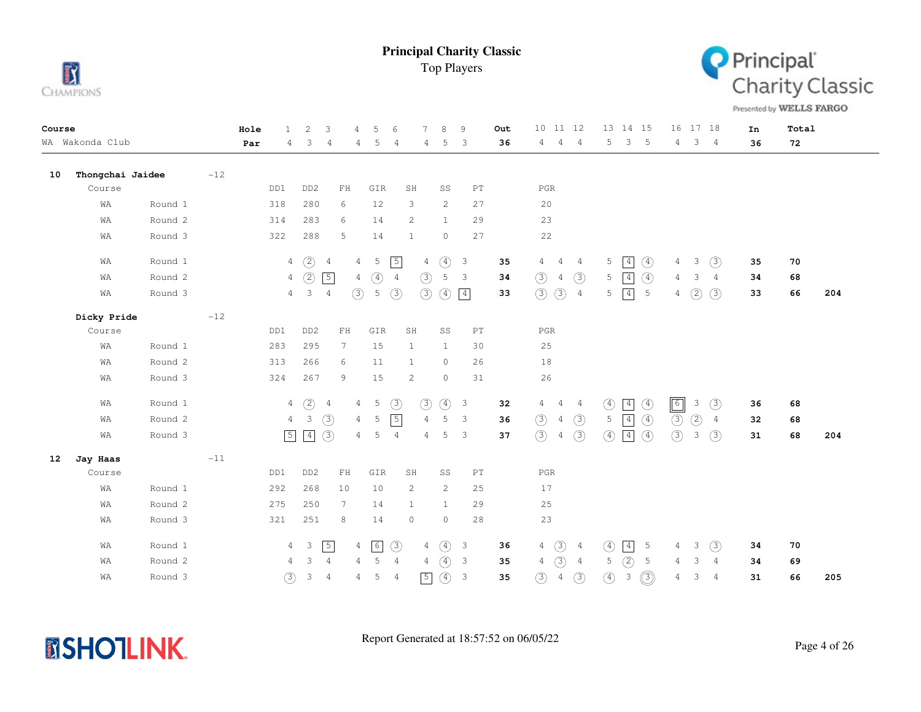# Principal Charity Classic

Top Players

| Course | Hole | 1 | 2 | 3 | 4 | 5 | 6 | 7 | 8 | 9 | Out | 10 | 11 | 12 | 13 | 14 | 15 | 16 | 17 | 18 | In | Total |
|---|---|---|---|---|---|---|---|---|---|---|---|---|---|---|---|---|---|---|---|---|---|---|
| WA Wakonda Club | Par | 4 | 3 | 4 | 4 | 5 | 4 | 4 | 5 | 3 | 36 | 4 | 4 | 4 | 5 | 3 | 5 | 4 | 3 | 4 | 36 | 72 |

## 10 Thongchai Jaidee -12

| Course | Round | DD1 | DD2 | FH | GIR | SH | SS | PT | PGR |
|---|---|---|---|---|---|---|---|---|---|
| WA | Round 1 | 318 | 280 | 6 | 12 | 3 | 2 | 27 | 20 |
| WA | Round 2 | 314 | 283 | 6 | 14 | 2 | 1 | 29 | 23 |
| WA | Round 3 | 322 | 288 | 5 | 14 | 1 | 0 | 27 | 22 |

| Course | Round | 1 | 2 | 3 | 4 | 5 | 6 | 7 | 8 | 9 | Out | 10 | 11 | 12 | 13 | 14 | 15 | 16 | 17 | 18 | In | Total | |
|---|---|---|---|---|---|---|---|---|---|---|---|---|---|---|---|---|---|---|---|---|---|---|---|
| WA | Round 1 | 4 | 2 | 4 | 4 | 5 | 5 | 4 | 4 | 3 | 35 | 4 | 4 | 4 | 5 | 4 | 4 | 4 | 3 | 3 | 35 | 70 | |
| WA | Round 2 | 4 | 2 | 5 | 4 | 4 | 4 | 3 | 5 | 3 | 34 | 3 | 4 | 3 | 5 | 4 | 4 | 4 | 3 | 4 | 34 | 68 | |
| WA | Round 3 | 4 | 3 | 4 | 3 | 5 | 3 | 3 | 4 | 4 | 33 | 3 | 3 | 4 | 5 | 4 | 5 | 4 | 2 | 3 | 33 | 66 | 204 |

## Dicky Pride -12

| Course | Round | DD1 | DD2 | FH | GIR | SH | SS | PT | PGR |
|---|---|---|---|---|---|---|---|---|---|
| WA | Round 1 | 283 | 295 | 7 | 15 | 1 | 1 | 30 | 25 |
| WA | Round 2 | 313 | 266 | 6 | 11 | 1 | 0 | 26 | 18 |
| WA | Round 3 | 324 | 267 | 9 | 15 | 2 | 0 | 31 | 26 |

| Course | Round | 1 | 2 | 3 | 4 | 5 | 6 | 7 | 8 | 9 | Out | 10 | 11 | 12 | 13 | 14 | 15 | 16 | 17 | 18 | In | Total | |
|---|---|---|---|---|---|---|---|---|---|---|---|---|---|---|---|---|---|---|---|---|---|---|---|
| WA | Round 1 | 4 | 2 | 4 | 4 | 5 | 3 | 3 | 4 | 3 | 32 | 4 | 4 | 4 | 4 | 4 | 4 | 6 | 3 | 3 | 36 | 68 | |
| WA | Round 2 | 4 | 3 | 3 | 4 | 5 | 5 | 4 | 5 | 3 | 36 | 3 | 4 | 3 | 5 | 4 | 4 | 3 | 2 | 4 | 32 | 68 | |
| WA | Round 3 | 5 | 4 | 3 | 4 | 5 | 4 | 4 | 5 | 3 | 37 | 3 | 4 | 3 | 4 | 4 | 4 | 3 | 3 | 3 | 31 | 68 | 204 |

## 12 Jay Haas -11

| Course | Round | DD1 | DD2 | FH | GIR | SH | SS | PT | PGR |
|---|---|---|---|---|---|---|---|---|---|
| WA | Round 1 | 292 | 268 | 10 | 10 | 2 | 2 | 25 | 17 |
| WA | Round 2 | 275 | 250 | 7 | 14 | 1 | 1 | 29 | 25 |
| WA | Round 3 | 321 | 251 | 8 | 14 | 0 | 0 | 28 | 23 |

| Course | Round | 1 | 2 | 3 | 4 | 5 | 6 | 7 | 8 | 9 | Out | 10 | 11 | 12 | 13 | 14 | 15 | 16 | 17 | 18 | In | Total | |
|---|---|---|---|---|---|---|---|---|---|---|---|---|---|---|---|---|---|---|---|---|---|---|---|
| WA | Round 1 | 4 | 3 | 5 | 4 | 6 | 3 | 4 | 4 | 3 | 36 | 4 | 3 | 4 | 4 | 4 | 5 | 4 | 3 | 3 | 34 | 70 | |
| WA | Round 2 | 4 | 3 | 4 | 4 | 5 | 4 | 4 | 4 | 3 | 35 | 4 | 3 | 4 | 5 | 2 | 5 | 4 | 3 | 4 | 34 | 69 | |
| WA | Round 3 | 3 | 3 | 4 | 4 | 5 | 4 | 5 | 4 | 3 | 35 | 3 | 4 | 3 | 4 | 3 | 3 | 4 | 3 | 4 | 31 | 66 | 205 |

Report Generated at 18:57:52 on 06/05/22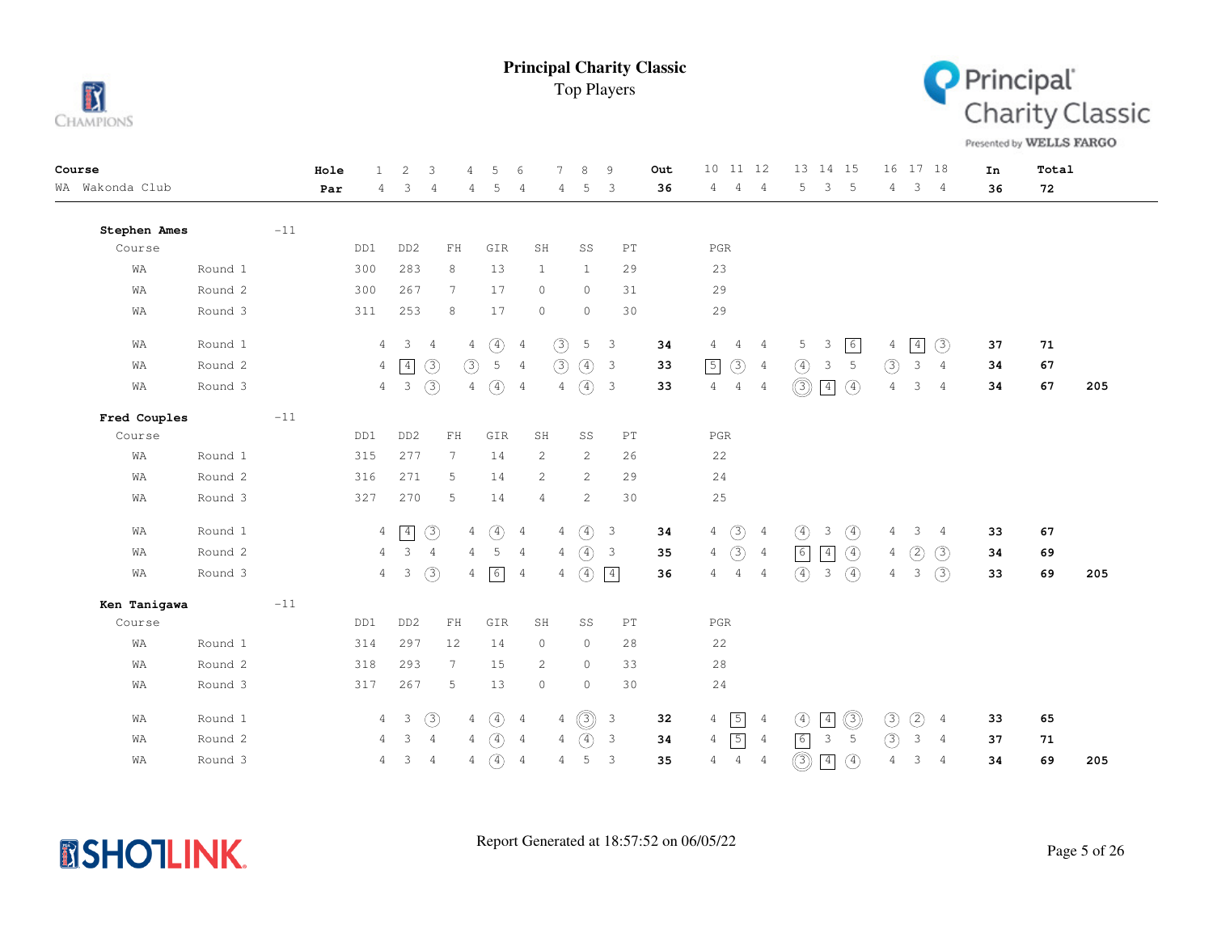# Principal Charity Classic

Top Players

| Course | Hole | 1 | 2 | 3 | 4 | 5 | 6 | 7 | 8 | 9 | Out | 10 | 11 | 12 | 13 | 14 | 15 | 16 | 17 | 18 | In | Total |
|---|---|---|---|---|---|---|---|---|---|---|---|---|---|---|---|---|---|---|---|---|---|---|
| WA Wakonda Club | Par | 4 | 3 | 4 | 4 | 5 | 4 | 4 | 5 | 3 | 36 | 4 | 4 | 4 | 5 | 3 | 5 | 4 | 3 | 4 | 36 | 72 |

## Stephen Ames -11

| Course | | DD1 | DD2 | FH | GIR | SH | SS | PT | PGR |
|---|---|---|---|---|---|---|---|---|---|
| WA | Round 1 | 300 | 283 | 8 | 13 | 1 | 1 | 29 | 23 |
| WA | Round 2 | 300 | 267 | 7 | 17 | 0 | 0 | 31 | 29 |
| WA | Round 3 | 311 | 253 | 8 | 17 | 0 | 0 | 30 | 29 |

| Course | | 1 | 2 | 3 | 4 | 5 | 6 | 7 | 8 | 9 | Out | 10 | 11 | 12 | 13 | 14 | 15 | 16 | 17 | 18 | In | Total | |
|---|---|---|---|---|---|---|---|---|---|---|---|---|---|---|---|---|---|---|---|---|---|---|---|
| WA | Round 1 | 4 | 3 | 4 | 4 | 4 | 4 | 3 | 5 | 3 | 34 | 4 | 4 | 4 | 5 | 3 | 6 | 4 | 4 | 3 | 37 | 71 | |
| WA | Round 2 | 4 | 4 | 3 | 3 | 5 | 4 | 3 | 4 | 3 | 33 | 5 | 3 | 4 | 4 | 3 | 5 | 3 | 3 | 4 | 34 | 67 | |
| WA | Round 3 | 4 | 3 | 3 | 4 | 4 | 4 | 4 | 4 | 3 | 33 | 4 | 4 | 4 | 3 | 4 | 4 | 4 | 3 | 4 | 34 | 67 | 205 |

## Fred Couples -11

| Course | | DD1 | DD2 | FH | GIR | SH | SS | PT | PGR |
|---|---|---|---|---|---|---|---|---|---|
| WA | Round 1 | 315 | 277 | 7 | 14 | 2 | 2 | 26 | 22 |
| WA | Round 2 | 316 | 271 | 5 | 14 | 2 | 2 | 29 | 24 |
| WA | Round 3 | 327 | 270 | 5 | 14 | 4 | 2 | 30 | 25 |

| Course | | 1 | 2 | 3 | 4 | 5 | 6 | 7 | 8 | 9 | Out | 10 | 11 | 12 | 13 | 14 | 15 | 16 | 17 | 18 | In | Total | |
|---|---|---|---|---|---|---|---|---|---|---|---|---|---|---|---|---|---|---|---|---|---|---|---|
| WA | Round 1 | 4 | 4 | 3 | 4 | 4 | 4 | 4 | 4 | 3 | 34 | 4 | 3 | 4 | 4 | 3 | 4 | 4 | 3 | 4 | 33 | 67 | |
| WA | Round 2 | 4 | 3 | 4 | 4 | 5 | 4 | 4 | 4 | 3 | 35 | 4 | 3 | 4 | 6 | 4 | 4 | 4 | 2 | 3 | 34 | 69 | |
| WA | Round 3 | 4 | 3 | 3 | 4 | 6 | 4 | 4 | 4 | 4 | 36 | 4 | 4 | 4 | 4 | 3 | 4 | 4 | 3 | 3 | 33 | 69 | 205 |

## Ken Tanigawa -11

| Course | | DD1 | DD2 | FH | GIR | SH | SS | PT | PGR |
|---|---|---|---|---|---|---|---|---|---|
| WA | Round 1 | 314 | 297 | 12 | 14 | 0 | 0 | 28 | 22 |
| WA | Round 2 | 318 | 293 | 7 | 15 | 2 | 0 | 33 | 28 |
| WA | Round 3 | 317 | 267 | 5 | 13 | 0 | 0 | 30 | 24 |

| Course | | 1 | 2 | 3 | 4 | 5 | 6 | 7 | 8 | 9 | Out | 10 | 11 | 12 | 13 | 14 | 15 | 16 | 17 | 18 | In | Total | |
|---|---|---|---|---|---|---|---|---|---|---|---|---|---|---|---|---|---|---|---|---|---|---|---|
| WA | Round 1 | 4 | 3 | 3 | 4 | 4 | 4 | 4 | 3 | 3 | 32 | 4 | 5 | 4 | 4 | 4 | 3 | 3 | 2 | 4 | 33 | 65 | |
| WA | Round 2 | 4 | 3 | 4 | 4 | 4 | 4 | 4 | 4 | 3 | 34 | 4 | 5 | 4 | 6 | 3 | 5 | 3 | 3 | 4 | 37 | 71 | |
| WA | Round 3 | 4 | 3 | 4 | 4 | 4 | 4 | 4 | 5 | 3 | 35 | 4 | 4 | 4 | 3 | 4 | 4 | 4 | 3 | 4 | 34 | 69 | 205 |

Report Generated at 18:57:52 on 06/05/22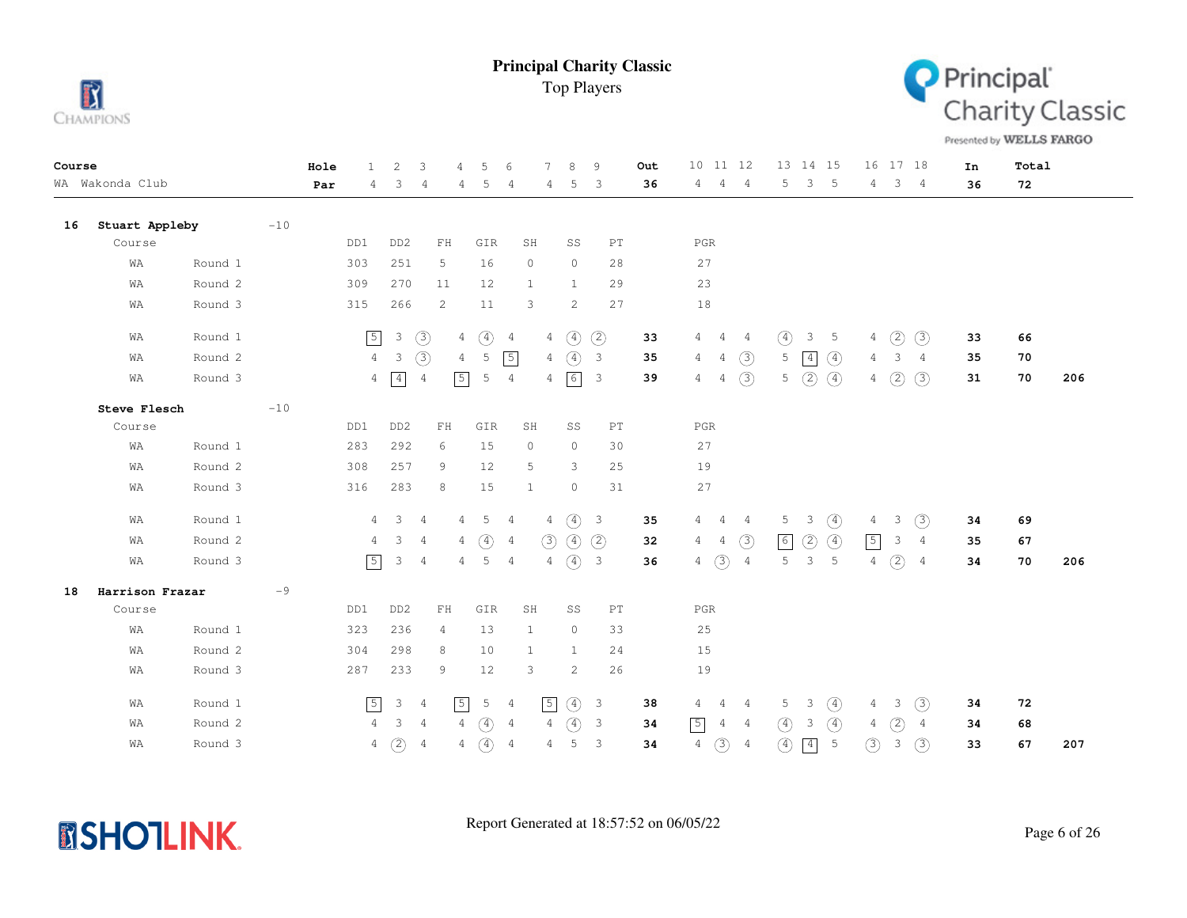# Principal Charity Classic

Top Players

| Course | Hole | 1 | 2 | 3 | 4 | 5 | 6 | 7 | 8 | 9 | Out | 10 | 11 | 12 | 13 | 14 | 15 | 16 | 17 | 18 | In | Total |
|---|---|---|---|---|---|---|---|---|---|---|---|---|---|---|---|---|---|---|---|---|---|---|
| WA Wakonda Club | Par | 4 | 3 | 4 | 4 | 5 | 4 | 4 | 5 | 3 | 36 | 4 | 4 | 4 | 5 | 3 | 5 | 4 | 3 | 4 | 36 | 72 |

## 16 Stuart Appleby -10

| Course | | DD1 | DD2 | FH | GIR | SH | SS | PT | PGR |
|---|---|---|---|---|---|---|---|---|---|
| WA | Round 1 | 303 | 251 | 5 | 16 | 0 | 0 | 28 | 27 |
| WA | Round 2 | 309 | 270 | 11 | 12 | 1 | 1 | 29 | 23 |
| WA | Round 3 | 315 | 266 | 2 | 11 | 3 | 2 | 27 | 18 |

| Course | Round | 1 | 2 | 3 | 4 | 5 | 6 | 7 | 8 | 9 | Out | 10 | 11 | 12 | 13 | 14 | 15 | 16 | 17 | 18 | In | Total | |
|---|---|---|---|---|---|---|---|---|---|---|---|---|---|---|---|---|---|---|---|---|---|---|---|
| WA | Round 1 | 5 | 3 | 3 | 4 | 4 | 4 | 4 | 4 | 2 | 33 | 4 | 4 | 4 | 4 | 3 | 5 | 4 | 2 | 3 | 33 | 66 | |
| WA | Round 2 | 4 | 3 | 3 | 4 | 5 | 5 | 4 | 4 | 3 | 35 | 4 | 4 | 3 | 5 | 4 | 4 | 4 | 3 | 4 | 35 | 70 | |
| WA | Round 3 | 4 | 4 | 4 | 5 | 5 | 4 | 4 | 6 | 3 | 39 | 4 | 4 | 3 | 5 | 2 | 4 | 4 | 2 | 3 | 31 | 70 | 206 |

## Steve Flesch -10

| Course | | DD1 | DD2 | FH | GIR | SH | SS | PT | PGR |
|---|---|---|---|---|---|---|---|---|---|
| WA | Round 1 | 283 | 292 | 6 | 15 | 0 | 0 | 30 | 27 |
| WA | Round 2 | 308 | 257 | 9 | 12 | 5 | 3 | 25 | 19 |
| WA | Round 3 | 316 | 283 | 8 | 15 | 1 | 0 | 31 | 27 |

| Course | Round | 1 | 2 | 3 | 4 | 5 | 6 | 7 | 8 | 9 | Out | 10 | 11 | 12 | 13 | 14 | 15 | 16 | 17 | 18 | In | Total | |
|---|---|---|---|---|---|---|---|---|---|---|---|---|---|---|---|---|---|---|---|---|---|---|---|
| WA | Round 1 | 4 | 3 | 4 | 4 | 5 | 4 | 4 | 4 | 3 | 35 | 4 | 4 | 4 | 5 | 3 | 4 | 4 | 3 | 3 | 34 | 69 | |
| WA | Round 2 | 4 | 3 | 4 | 4 | 4 | 4 | 3 | 4 | 2 | 32 | 4 | 4 | 3 | 6 | 2 | 4 | 5 | 3 | 4 | 35 | 67 | |
| WA | Round 3 | 5 | 3 | 4 | 4 | 5 | 4 | 4 | 4 | 3 | 36 | 4 | 3 | 4 | 5 | 3 | 5 | 4 | 2 | 4 | 34 | 70 | 206 |

## 18 Harrison Frazar -9

| Course | | DD1 | DD2 | FH | GIR | SH | SS | PT | PGR |
|---|---|---|---|---|---|---|---|---|---|
| WA | Round 1 | 323 | 236 | 4 | 13 | 1 | 0 | 33 | 25 |
| WA | Round 2 | 304 | 298 | 8 | 10 | 1 | 1 | 24 | 15 |
| WA | Round 3 | 287 | 233 | 9 | 12 | 3 | 2 | 26 | 19 |

| Course | Round | 1 | 2 | 3 | 4 | 5 | 6 | 7 | 8 | 9 | Out | 10 | 11 | 12 | 13 | 14 | 15 | 16 | 17 | 18 | In | Total | |
|---|---|---|---|---|---|---|---|---|---|---|---|---|---|---|---|---|---|---|---|---|---|---|---|
| WA | Round 1 | 5 | 3 | 4 | 5 | 5 | 4 | 5 | 4 | 3 | 38 | 4 | 4 | 4 | 5 | 3 | 4 | 4 | 3 | 3 | 34 | 72 | |
| WA | Round 2 | 4 | 3 | 4 | 4 | 4 | 4 | 4 | 4 | 3 | 34 | 5 | 4 | 4 | 4 | 3 | 4 | 4 | 2 | 4 | 34 | 68 | |
| WA | Round 3 | 4 | 2 | 4 | 4 | 4 | 4 | 4 | 5 | 3 | 34 | 4 | 3 | 4 | 4 | 4 | 5 | 3 | 3 | 3 | 33 | 67 | 207 |

Report Generated at 18:57:52 on 06/05/22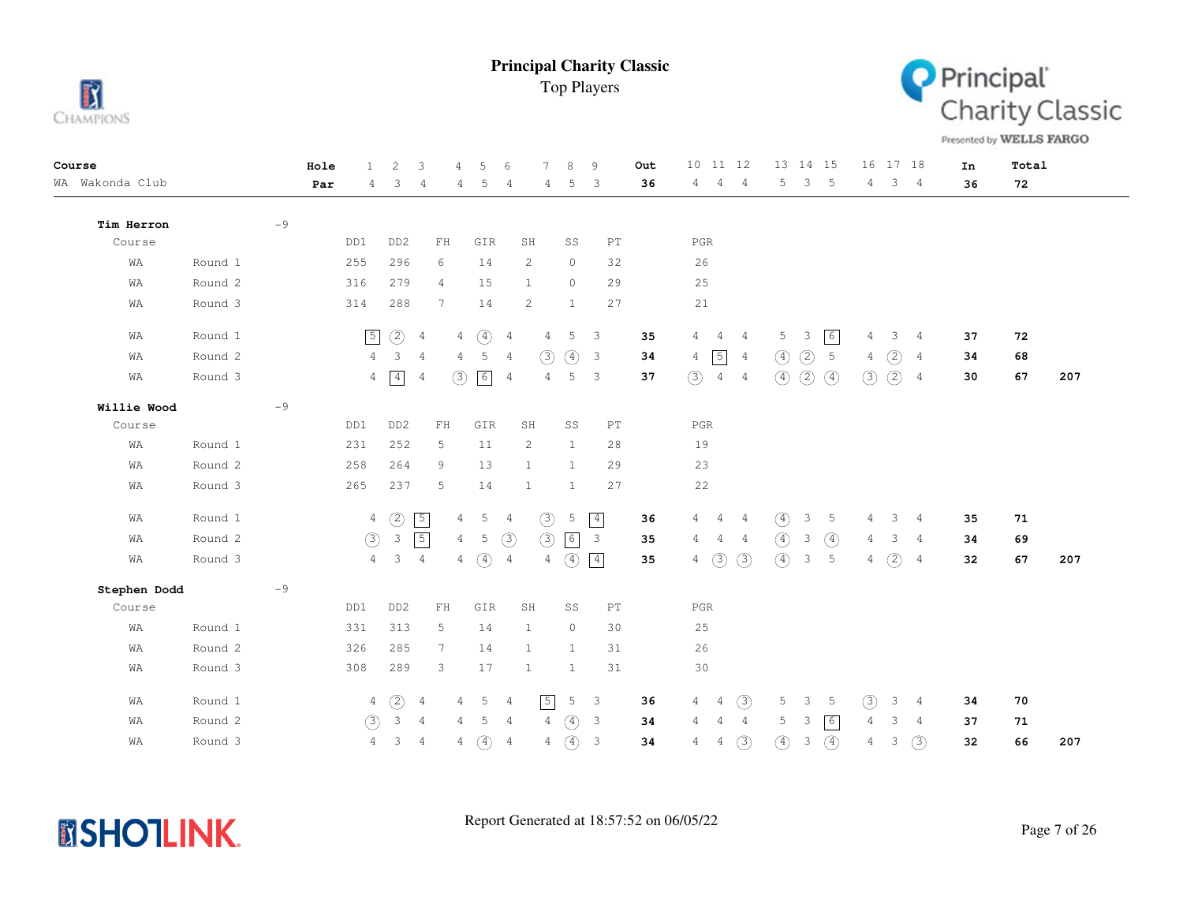# Principal Charity Classic

Top Players

| Course | Hole | 1 | 2 | 3 | 4 | 5 | 6 | 7 | 8 | 9 | Out | 10 | 11 | 12 | 13 | 14 | 15 | 16 | 17 | 18 | In | Total |
|---|---|---|---|---|---|---|---|---|---|---|---|---|---|---|---|---|---|---|---|---|---|---|
| WA Wakonda Club | Par | 4 | 3 | 4 | 4 | 5 | 4 | 4 | 5 | 3 | 36 | 4 | 4 | 4 | 5 | 3 | 5 | 4 | 3 | 4 | 36 | 72 |

**Tim Herron** -9

| Course | Round | DD1 | DD2 | FH | GIR | SH | SS | PT | PGR |
|---|---|---|---|---|---|---|---|---|---|
| WA | Round 1 | 255 | 296 | 6 | 14 | 2 | 0 | 32 | 26 |
| WA | Round 2 | 316 | 279 | 4 | 15 | 1 | 0 | 29 | 25 |
| WA | Round 3 | 314 | 288 | 7 | 14 | 2 | 1 | 27 | 21 |

| Course | Round | 1 | 2 | 3 | 4 | 5 | 6 | 7 | 8 | 9 | Out | 10 | 11 | 12 | 13 | 14 | 15 | 16 | 17 | 18 | In | Total | |
|---|---|---|---|---|---|---|---|---|---|---|---|---|---|---|---|---|---|---|---|---|---|---|---|
| WA | Round 1 | 5 | 2 | 4 | 4 | 4 | 4 | 4 | 5 | 3 | 35 | 4 | 4 | 4 | 5 | 3 | 6 | 4 | 3 | 4 | 37 | 72 | |
| WA | Round 2 | 4 | 3 | 4 | 4 | 5 | 4 | 3 | 4 | 3 | 34 | 4 | 5 | 4 | 4 | 2 | 5 | 4 | 2 | 4 | 34 | 68 | |
| WA | Round 3 | 4 | 4 | 4 | 3 | 6 | 4 | 4 | 5 | 3 | 37 | 3 | 4 | 4 | 4 | 2 | 4 | 3 | 2 | 4 | 30 | 67 | 207 |

**Willie Wood** -9

| Course | Round | DD1 | DD2 | FH | GIR | SH | SS | PT | PGR |
|---|---|---|---|---|---|---|---|---|---|
| WA | Round 1 | 231 | 252 | 5 | 11 | 2 | 1 | 28 | 19 |
| WA | Round 2 | 258 | 264 | 9 | 13 | 1 | 1 | 29 | 23 |
| WA | Round 3 | 265 | 237 | 5 | 14 | 1 | 1 | 27 | 22 |

| Course | Round | 1 | 2 | 3 | 4 | 5 | 6 | 7 | 8 | 9 | Out | 10 | 11 | 12 | 13 | 14 | 15 | 16 | 17 | 18 | In | Total | |
|---|---|---|---|---|---|---|---|---|---|---|---|---|---|---|---|---|---|---|---|---|---|---|---|
| WA | Round 1 | 4 | 2 | 5 | 4 | 5 | 4 | 3 | 5 | 4 | 36 | 4 | 4 | 4 | 4 | 3 | 5 | 4 | 3 | 4 | 35 | 71 | |
| WA | Round 2 | 3 | 3 | 5 | 4 | 5 | 3 | 3 | 6 | 3 | 35 | 4 | 4 | 4 | 4 | 3 | 4 | 4 | 3 | 4 | 34 | 69 | |
| WA | Round 3 | 4 | 3 | 4 | 4 | 4 | 4 | 4 | 4 | 4 | 35 | 4 | 3 | 3 | 4 | 3 | 5 | 4 | 2 | 4 | 32 | 67 | 207 |

**Stephen Dodd** -9

| Course | Round | DD1 | DD2 | FH | GIR | SH | SS | PT | PGR |
|---|---|---|---|---|---|---|---|---|---|
| WA | Round 1 | 331 | 313 | 5 | 14 | 1 | 0 | 30 | 25 |
| WA | Round 2 | 326 | 285 | 7 | 14 | 1 | 1 | 31 | 26 |
| WA | Round 3 | 308 | 289 | 3 | 17 | 1 | 1 | 31 | 30 |

| Course | Round | 1 | 2 | 3 | 4 | 5 | 6 | 7 | 8 | 9 | Out | 10 | 11 | 12 | 13 | 14 | 15 | 16 | 17 | 18 | In | Total | |
|---|---|---|---|---|---|---|---|---|---|---|---|---|---|---|---|---|---|---|---|---|---|---|---|
| WA | Round 1 | 4 | 2 | 4 | 4 | 5 | 4 | 5 | 5 | 3 | 36 | 4 | 4 | 3 | 5 | 3 | 5 | 3 | 3 | 4 | 34 | 70 | |
| WA | Round 2 | 3 | 3 | 4 | 4 | 5 | 4 | 4 | 4 | 3 | 34 | 4 | 4 | 4 | 5 | 3 | 6 | 4 | 3 | 4 | 37 | 71 | |
| WA | Round 3 | 4 | 3 | 4 | 4 | 4 | 4 | 4 | 4 | 3 | 34 | 4 | 4 | 3 | 4 | 3 | 4 | 4 | 3 | 3 | 32 | 66 | 207 |

Report Generated at 18:57:52 on 06/05/22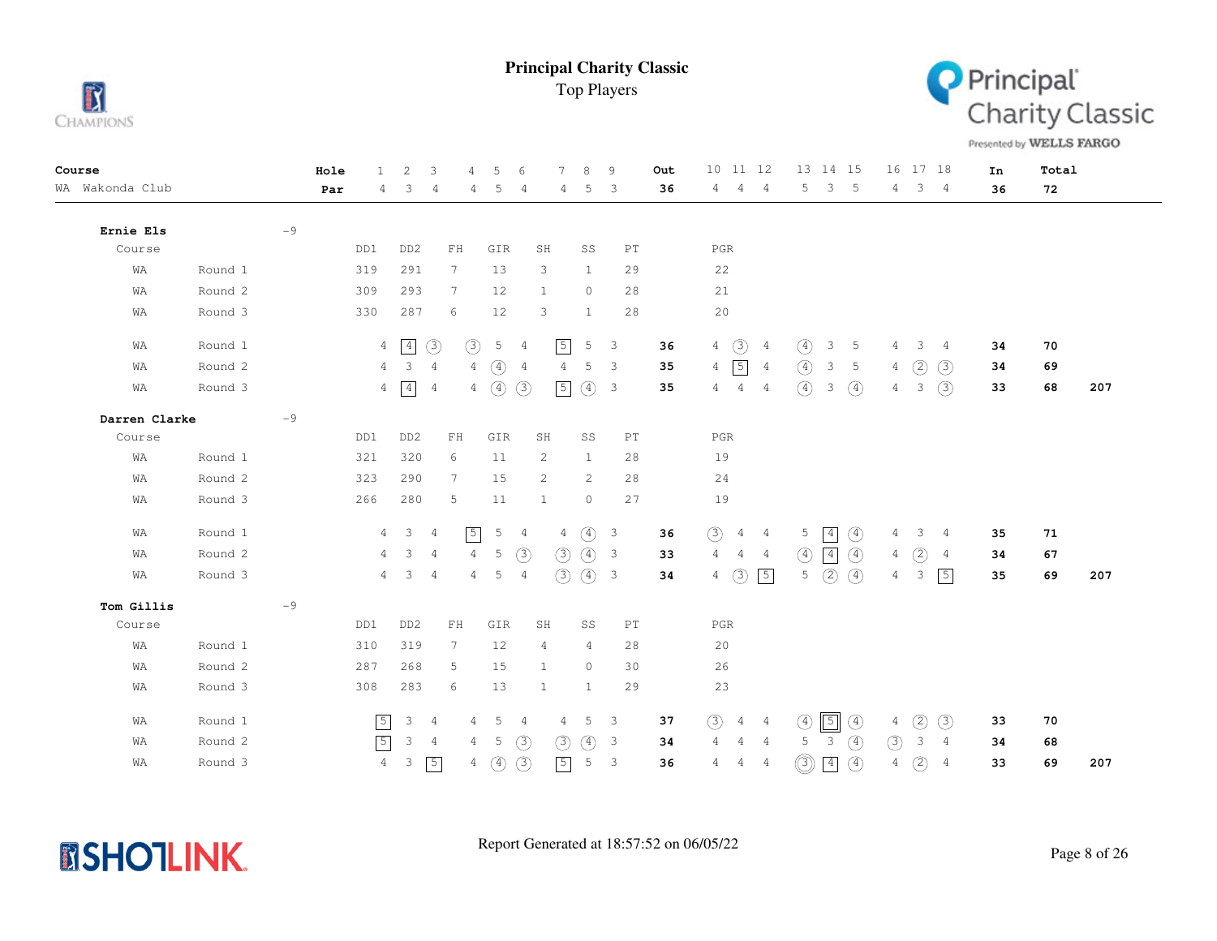# Principal Charity Classic

Top Players

| Course | Hole | 1 | 2 | 3 | 4 | 5 | 6 | 7 | 8 | 9 | Out | 10 | 11 | 12 | 13 | 14 | 15 | 16 | 17 | 18 | In | Total |
|---|---|---|---|---|---|---|---|---|---|---|---|---|---|---|---|---|---|---|---|---|---|---|
| WA Wakonda Club | Par | 4 | 3 | 4 | 4 | 5 | 4 | 4 | 5 | 3 | 36 | 4 | 4 | 4 | 5 | 3 | 5 | 4 | 3 | 4 | 36 | 72 |

## Ernie Els -9

| Course | Round | DD1 | DD2 | FH | GIR | SH | SS | PT | PGR |
|---|---|---|---|---|---|---|---|---|---|
| WA | Round 1 | 319 | 291 | 7 | 13 | 3 | 1 | 29 | 22 |
| WA | Round 2 | 309 | 293 | 7 | 12 | 1 | 0 | 28 | 21 |
| WA | Round 3 | 330 | 287 | 6 | 12 | 3 | 1 | 28 | 20 |

| Course | Round | 1 | 2 | 3 | 4 | 5 | 6 | 7 | 8 | 9 | Out | 10 | 11 | 12 | 13 | 14 | 15 | 16 | 17 | 18 | In | Total | |
|---|---|---|---|---|---|---|---|---|---|---|---|---|---|---|---|---|---|---|---|---|---|---|---|
| WA | Round 1 | 4 | 4 | 3 | 3 | 5 | 4 | 5 | 5 | 3 | 36 | 4 | 3 | 4 | 4 | 3 | 5 | 4 | 3 | 4 | 34 | 70 | |
| WA | Round 2 | 4 | 3 | 4 | 4 | 4 | 4 | 4 | 5 | 3 | 35 | 4 | 5 | 4 | 4 | 3 | 5 | 4 | 2 | 3 | 34 | 69 | |
| WA | Round 3 | 4 | 4 | 4 | 4 | 4 | 3 | 5 | 4 | 3 | 35 | 4 | 4 | 4 | 4 | 3 | 4 | 4 | 3 | 3 | 33 | 68 | 207 |

## Darren Clarke -9

| Course | Round | DD1 | DD2 | FH | GIR | SH | SS | PT | PGR |
|---|---|---|---|---|---|---|---|---|---|
| WA | Round 1 | 321 | 320 | 6 | 11 | 2 | 1 | 28 | 19 |
| WA | Round 2 | 323 | 290 | 7 | 15 | 2 | 2 | 28 | 24 |
| WA | Round 3 | 266 | 280 | 5 | 11 | 1 | 0 | 27 | 19 |

| Course | Round | 1 | 2 | 3 | 4 | 5 | 6 | 7 | 8 | 9 | Out | 10 | 11 | 12 | 13 | 14 | 15 | 16 | 17 | 18 | In | Total | |
|---|---|---|---|---|---|---|---|---|---|---|---|---|---|---|---|---|---|---|---|---|---|---|---|
| WA | Round 1 | 4 | 3 | 4 | 5 | 5 | 4 | 4 | 4 | 3 | 36 | 3 | 4 | 4 | 5 | 4 | 4 | 4 | 3 | 4 | 35 | 71 | |
| WA | Round 2 | 4 | 3 | 4 | 4 | 5 | 3 | 3 | 4 | 3 | 33 | 4 | 4 | 4 | 4 | 4 | 4 | 4 | 2 | 4 | 34 | 67 | |
| WA | Round 3 | 4 | 3 | 4 | 4 | 5 | 4 | 3 | 4 | 3 | 34 | 4 | 3 | 5 | 5 | 2 | 4 | 4 | 3 | 5 | 35 | 69 | 207 |

## Tom Gillis -9

| Course | Round | DD1 | DD2 | FH | GIR | SH | SS | PT | PGR |
|---|---|---|---|---|---|---|---|---|---|
| WA | Round 1 | 310 | 319 | 7 | 12 | 4 | 4 | 28 | 20 |
| WA | Round 2 | 287 | 268 | 5 | 15 | 1 | 0 | 30 | 26 |
| WA | Round 3 | 308 | 283 | 6 | 13 | 1 | 1 | 29 | 23 |

| Course | Round | 1 | 2 | 3 | 4 | 5 | 6 | 7 | 8 | 9 | Out | 10 | 11 | 12 | 13 | 14 | 15 | 16 | 17 | 18 | In | Total | |
|---|---|---|---|---|---|---|---|---|---|---|---|---|---|---|---|---|---|---|---|---|---|---|---|
| WA | Round 1 | 5 | 3 | 4 | 4 | 5 | 4 | 4 | 5 | 3 | 37 | 3 | 4 | 4 | 4 | 5 | 4 | 4 | 2 | 3 | 33 | 70 | |
| WA | Round 2 | 5 | 3 | 4 | 4 | 5 | 3 | 3 | 4 | 3 | 34 | 4 | 4 | 4 | 5 | 3 | 4 | 3 | 3 | 4 | 34 | 68 | |
| WA | Round 3 | 4 | 3 | 5 | 4 | 4 | 3 | 5 | 5 | 3 | 36 | 4 | 4 | 4 | 3 | 4 | 4 | 4 | 2 | 4 | 33 | 69 | 207 |

Report Generated at 18:57:52 on 06/05/22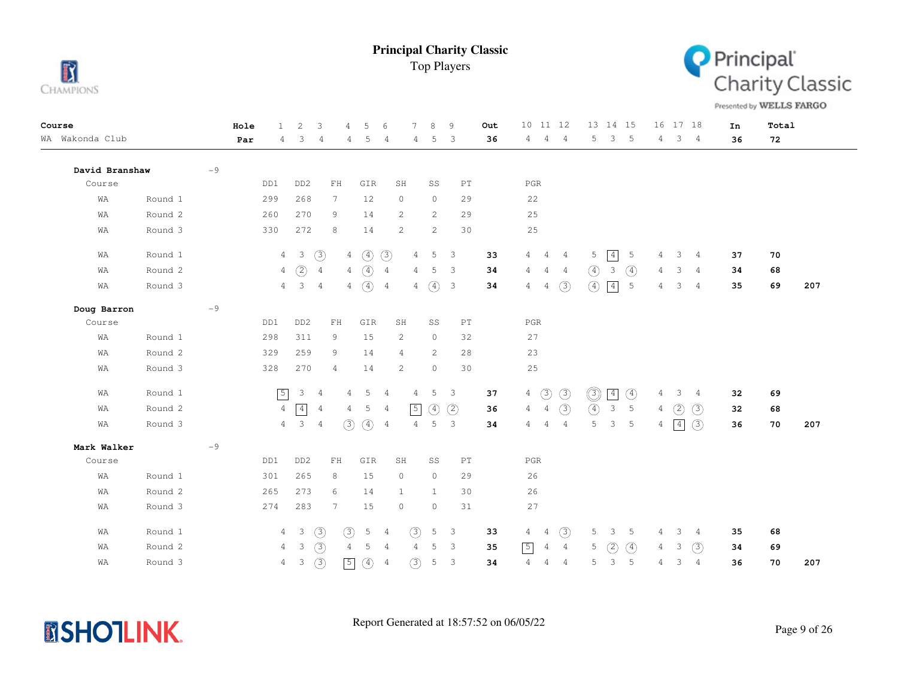# Principal Charity Classic

Top Players

| Course | | Hole | 1 | 2 | 3 | 4 | 5 | 6 | 7 | 8 | 9 | Out | 10 | 11 | 12 | 13 | 14 | 15 | 16 | 17 | 18 | In | Total | |
|---|---|---|---|---|---|---|---|---|---|---|---|---|---|---|---|---|---|---|---|---|---|---|---|---|
| WA Wakonda Club | | Par | 4 | 3 | 4 | 4 | 5 | 4 | 4 | 5 | 3 | 36 | 4 | 4 | 4 | 5 | 3 | 5 | 4 | 3 | 4 | 36 | 72 | |

**David Branshaw** -9

| Course | | DD1 | DD2 | FH | GIR | SH | SS | PT | PGR |
|---|---|---|---|---|---|---|---|---|---|
| WA | Round 1 | 299 | 268 | 7 | 12 | 0 | 0 | 29 | 22 |
| WA | Round 2 | 260 | 270 | 9 | 14 | 2 | 2 | 29 | 25 |
| WA | Round 3 | 330 | 272 | 8 | 14 | 2 | 2 | 30 | 25 |

| Course | | 1 | 2 | 3 | 4 | 5 | 6 | 7 | 8 | 9 | Out | 10 | 11 | 12 | 13 | 14 | 15 | 16 | 17 | 18 | In | Total | |
|---|---|---|---|---|---|---|---|---|---|---|---|---|---|---|---|---|---|---|---|---|---|---|---|
| WA | Round 1 | 4 | 3 | 3 | 4 | 4 | 3 | 4 | 5 | 3 | 33 | 4 | 4 | 4 | 5 | 4 | 5 | 4 | 3 | 4 | 37 | 70 | |
| WA | Round 2 | 4 | 2 | 4 | 4 | 4 | 4 | 4 | 5 | 3 | 34 | 4 | 4 | 4 | 4 | 3 | 4 | 4 | 3 | 4 | 34 | 68 | |
| WA | Round 3 | 4 | 3 | 4 | 4 | 4 | 4 | 4 | 4 | 3 | 34 | 4 | 4 | 3 | 4 | 4 | 5 | 4 | 3 | 4 | 35 | 69 | 207 |

**Doug Barron** -9

| Course | | DD1 | DD2 | FH | GIR | SH | SS | PT | PGR |
|---|---|---|---|---|---|---|---|---|---|
| WA | Round 1 | 298 | 311 | 9 | 15 | 2 | 0 | 32 | 27 |
| WA | Round 2 | 329 | 259 | 9 | 14 | 4 | 2 | 28 | 23 |
| WA | Round 3 | 328 | 270 | 4 | 14 | 2 | 0 | 30 | 25 |

| Course | | 1 | 2 | 3 | 4 | 5 | 6 | 7 | 8 | 9 | Out | 10 | 11 | 12 | 13 | 14 | 15 | 16 | 17 | 18 | In | Total | |
|---|---|---|---|---|---|---|---|---|---|---|---|---|---|---|---|---|---|---|---|---|---|---|---|
| WA | Round 1 | 5 | 3 | 4 | 4 | 5 | 4 | 4 | 5 | 3 | 37 | 4 | 3 | 3 | 3 | 4 | 4 | 4 | 3 | 4 | 32 | 69 | |
| WA | Round 2 | 4 | 4 | 4 | 4 | 5 | 4 | 5 | 4 | 2 | 36 | 4 | 4 | 3 | 4 | 3 | 5 | 4 | 2 | 3 | 32 | 68 | |
| WA | Round 3 | 4 | 3 | 4 | 3 | 4 | 4 | 4 | 5 | 3 | 34 | 4 | 4 | 4 | 5 | 3 | 5 | 4 | 4 | 3 | 36 | 70 | 207 |

**Mark Walker** -9

| Course | | DD1 | DD2 | FH | GIR | SH | SS | PT | PGR |
|---|---|---|---|---|---|---|---|---|---|
| WA | Round 1 | 301 | 265 | 8 | 15 | 0 | 0 | 29 | 26 |
| WA | Round 2 | 265 | 273 | 6 | 14 | 1 | 1 | 30 | 26 |
| WA | Round 3 | 274 | 283 | 7 | 15 | 0 | 0 | 31 | 27 |

| Course | | 1 | 2 | 3 | 4 | 5 | 6 | 7 | 8 | 9 | Out | 10 | 11 | 12 | 13 | 14 | 15 | 16 | 17 | 18 | In | Total | |
|---|---|---|---|---|---|---|---|---|---|---|---|---|---|---|---|---|---|---|---|---|---|---|---|
| WA | Round 1 | 4 | 3 | 3 | 3 | 5 | 4 | 3 | 5 | 3 | 33 | 4 | 4 | 3 | 5 | 3 | 5 | 4 | 3 | 4 | 35 | 68 | |
| WA | Round 2 | 4 | 3 | 3 | 4 | 5 | 4 | 4 | 5 | 3 | 35 | 5 | 4 | 4 | 5 | 2 | 4 | 4 | 3 | 3 | 34 | 69 | |
| WA | Round 3 | 4 | 3 | 3 | 5 | 4 | 4 | 3 | 5 | 3 | 34 | 4 | 4 | 4 | 5 | 3 | 5 | 4 | 3 | 4 | 36 | 70 | 207 |

Report Generated at 18:57:52 on 06/05/22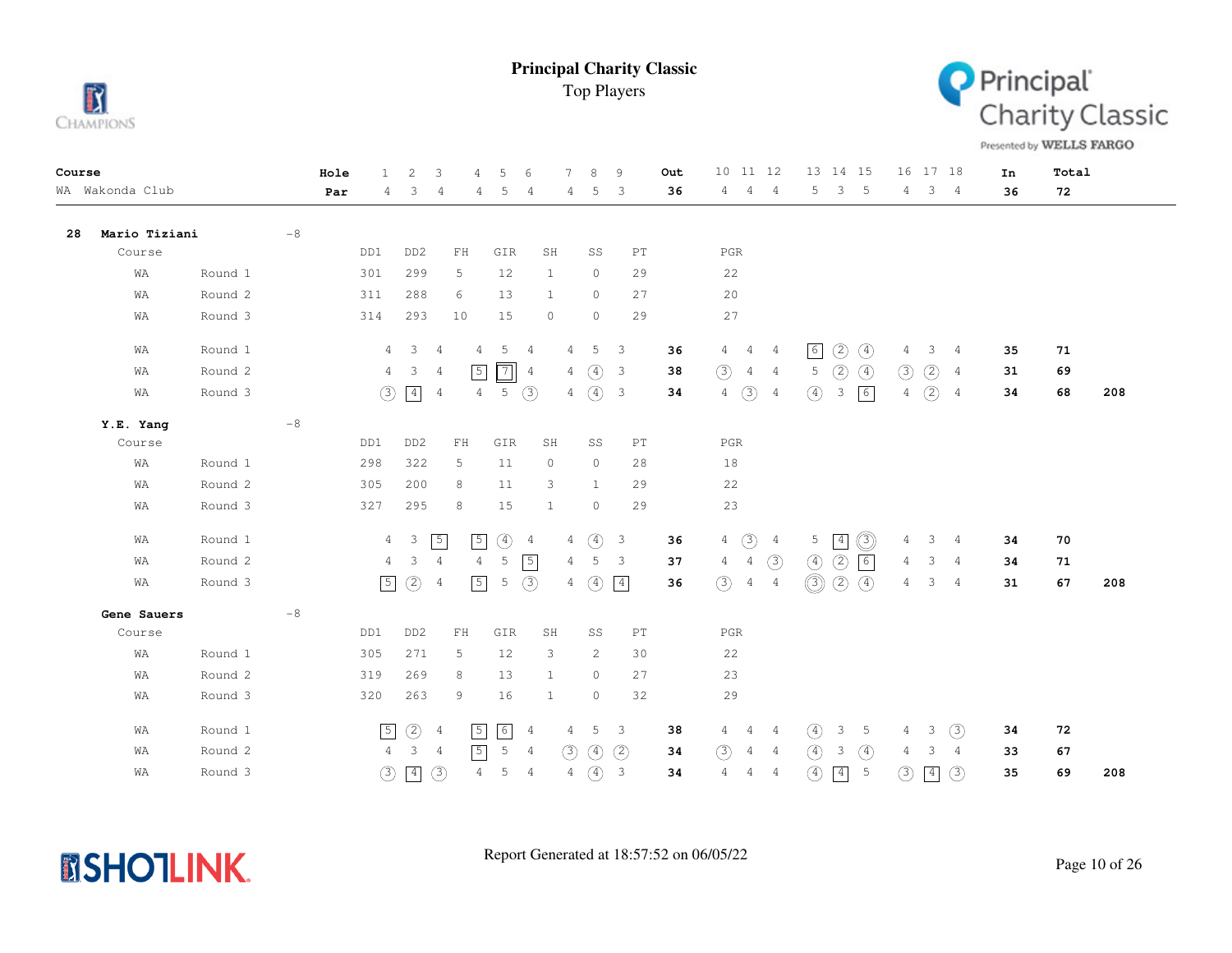# Principal Charity Classic

## Top Players

| Course | Hole | 1 | 2 | 3 | 4 | 5 | 6 | 7 | 8 | 9 | Out | 10 | 11 | 12 | 13 | 14 | 15 | 16 | 17 | 18 | In | Total |
|---|---|---|---|---|---|---|---|---|---|---|---|---|---|---|---|---|---|---|---|---|---|---|
| WA Wakonda Club | Par | 4 | 3 | 4 | 4 | 5 | 4 | 4 | 5 | 3 | 36 | 4 | 4 | 4 | 5 | 3 | 5 | 4 | 3 | 4 | 36 | 72 |

### 28 Mario Tiziani -8

| Course | | DD1 | DD2 | FH | GIR | SH | SS | PT | PGR |
|---|---|---|---|---|---|---|---|---|---|
| WA | Round 1 | 301 | 299 | 5 | 12 | 1 | 0 | 29 | 22 |
| WA | Round 2 | 311 | 288 | 6 | 13 | 1 | 0 | 27 | 20 |
| WA | Round 3 | 314 | 293 | 10 | 15 | 0 | 0 | 29 | 27 |

| Course | Round | 1 | 2 | 3 | 4 | 5 | 6 | 7 | 8 | 9 | Out | 10 | 11 | 12 | 13 | 14 | 15 | 16 | 17 | 18 | In | Total | |
|---|---|---|---|---|---|---|---|---|---|---|---|---|---|---|---|---|---|---|---|---|---|---|---|
| WA | Round 1 | 4 | 3 | 4 | 4 | 5 | 4 | 4 | 5 | 3 | 36 | 4 | 4 | 4 | 6 | 2 | 4 | 4 | 3 | 4 | 35 | 71 | |
| WA | Round 2 | 4 | 3 | 4 | 5 | 7 | 4 | 4 | 4 | 3 | 38 | 3 | 4 | 4 | 5 | 2 | 4 | 3 | 2 | 4 | 31 | 69 | |
| WA | Round 3 | 3 | 4 | 4 | 4 | 5 | 3 | 4 | 4 | 3 | 34 | 4 | 3 | 4 | 4 | 3 | 6 | 4 | 2 | 4 | 34 | 68 | 208 |

### Y.E. Yang -8

| Course | | DD1 | DD2 | FH | GIR | SH | SS | PT | PGR |
|---|---|---|---|---|---|---|---|---|---|
| WA | Round 1 | 298 | 322 | 5 | 11 | 0 | 0 | 28 | 18 |
| WA | Round 2 | 305 | 200 | 8 | 11 | 3 | 1 | 29 | 22 |
| WA | Round 3 | 327 | 295 | 8 | 15 | 1 | 0 | 29 | 23 |

| Course | Round | 1 | 2 | 3 | 4 | 5 | 6 | 7 | 8 | 9 | Out | 10 | 11 | 12 | 13 | 14 | 15 | 16 | 17 | 18 | In | Total | |
|---|---|---|---|---|---|---|---|---|---|---|---|---|---|---|---|---|---|---|---|---|---|---|---|
| WA | Round 1 | 4 | 3 | 5 | 5 | 4 | 4 | 4 | 4 | 3 | 36 | 4 | 3 | 4 | 5 | 4 | 3 | 4 | 3 | 4 | 34 | 70 | |
| WA | Round 2 | 4 | 3 | 4 | 4 | 5 | 5 | 4 | 5 | 3 | 37 | 4 | 4 | 3 | 4 | 2 | 6 | 4 | 3 | 4 | 34 | 71 | |
| WA | Round 3 | 5 | 2 | 4 | 5 | 5 | 3 | 4 | 4 | 4 | 36 | 3 | 4 | 4 | 3 | 2 | 4 | 4 | 3 | 4 | 31 | 67 | 208 |

### Gene Sauers -8

| Course | | DD1 | DD2 | FH | GIR | SH | SS | PT | PGR |
|---|---|---|---|---|---|---|---|---|---|
| WA | Round 1 | 305 | 271 | 5 | 12 | 3 | 2 | 30 | 22 |
| WA | Round 2 | 319 | 269 | 8 | 13 | 1 | 0 | 27 | 23 |
| WA | Round 3 | 320 | 263 | 9 | 16 | 1 | 0 | 32 | 29 |

| Course | Round | 1 | 2 | 3 | 4 | 5 | 6 | 7 | 8 | 9 | Out | 10 | 11 | 12 | 13 | 14 | 15 | 16 | 17 | 18 | In | Total | |
|---|---|---|---|---|---|---|---|---|---|---|---|---|---|---|---|---|---|---|---|---|---|---|---|
| WA | Round 1 | 5 | 2 | 4 | 5 | 6 | 4 | 4 | 5 | 3 | 38 | 4 | 4 | 4 | 4 | 3 | 5 | 4 | 3 | 3 | 34 | 72 | |
| WA | Round 2 | 4 | 3 | 4 | 5 | 5 | 4 | 3 | 4 | 2 | 34 | 3 | 4 | 4 | 4 | 3 | 4 | 4 | 3 | 4 | 33 | 67 | |
| WA | Round 3 | 3 | 4 | 3 | 4 | 5 | 4 | 4 | 4 | 3 | 34 | 4 | 4 | 4 | 4 | 4 | 5 | 3 | 4 | 3 | 35 | 69 | 208 |

Report Generated at 18:57:52 on 06/05/22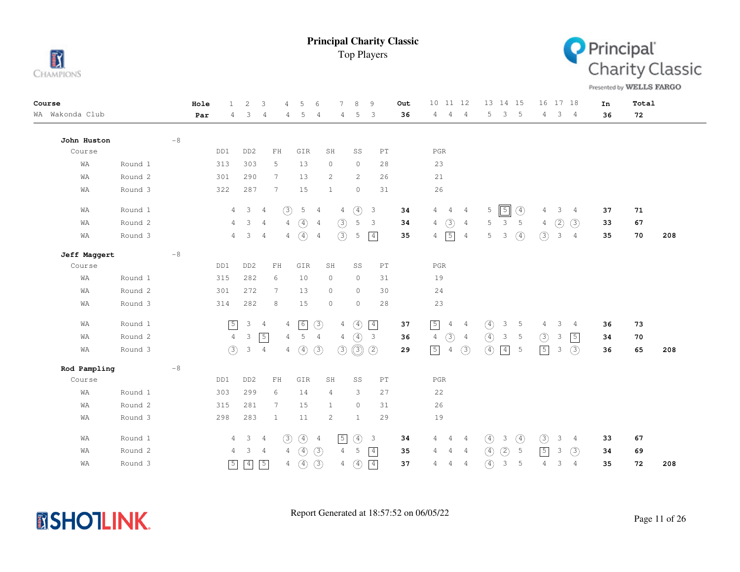# Principal Charity Classic

## Top Players

| Course | | Hole | 1 | 2 | 3 | 4 | 5 | 6 | 7 | 8 | 9 | Out | 10 | 11 | 12 | 13 | 14 | 15 | 16 | 17 | 18 | In | Total | |
|---|---|---|---|---|---|---|---|---|---|---|---|---|---|---|---|---|---|---|---|---|---|---|---|---|
| WA Wakonda Club | | Par | 4 | 3 | 4 | 4 | 5 | 4 | 4 | 5 | 3 | 36 | 4 | 4 | 4 | 5 | 3 | 5 | 4 | 3 | 4 | 36 | 72 | |

### John Huston -8

| Course | | DD1 | DD2 | FH | GIR | SH | SS | PT | PGR |
|---|---|---|---|---|---|---|---|---|---|
| WA | Round 1 | 313 | 303 | 5 | 13 | 0 | 0 | 28 | 23 |
| WA | Round 2 | 301 | 290 | 7 | 13 | 2 | 2 | 26 | 21 |
| WA | Round 3 | 322 | 287 | 7 | 15 | 1 | 0 | 31 | 26 |

| Course | Round | 1 | 2 | 3 | 4 | 5 | 6 | 7 | 8 | 9 | Out | 10 | 11 | 12 | 13 | 14 | 15 | 16 | 17 | 18 | In | Total | |
|---|---|---|---|---|---|---|---|---|---|---|---|---|---|---|---|---|---|---|---|---|---|---|---|
| WA | Round 1 | 4 | 3 | 4 | 3 | 5 | 4 | 4 | 4 | 3 | 34 | 4 | 4 | 4 | 5 | 5 | 4 | 4 | 3 | 4 | 37 | 71 | |
| WA | Round 2 | 4 | 3 | 4 | 4 | 4 | 4 | 3 | 5 | 3 | 34 | 4 | 3 | 4 | 5 | 3 | 5 | 4 | 2 | 3 | 33 | 67 | |
| WA | Round 3 | 4 | 3 | 4 | 4 | 4 | 4 | 3 | 5 | 4 | 35 | 4 | 5 | 4 | 5 | 3 | 4 | 3 | 3 | 4 | 35 | 70 | 208 |

### Jeff Maggert -8

| Course | | DD1 | DD2 | FH | GIR | SH | SS | PT | PGR |
|---|---|---|---|---|---|---|---|---|---|
| WA | Round 1 | 315 | 282 | 6 | 10 | 0 | 0 | 31 | 19 |
| WA | Round 2 | 301 | 272 | 7 | 13 | 0 | 0 | 30 | 24 |
| WA | Round 3 | 314 | 282 | 8 | 15 | 0 | 0 | 28 | 23 |

| Course | Round | 1 | 2 | 3 | 4 | 5 | 6 | 7 | 8 | 9 | Out | 10 | 11 | 12 | 13 | 14 | 15 | 16 | 17 | 18 | In | Total | |
|---|---|---|---|---|---|---|---|---|---|---|---|---|---|---|---|---|---|---|---|---|---|---|---|
| WA | Round 1 | 5 | 3 | 4 | 4 | 6 | 3 | 4 | 4 | 4 | 37 | 5 | 4 | 4 | 4 | 3 | 5 | 4 | 3 | 4 | 36 | 73 | |
| WA | Round 2 | 4 | 3 | 5 | 4 | 5 | 4 | 4 | 4 | 3 | 36 | 4 | 3 | 4 | 4 | 3 | 5 | 3 | 3 | 5 | 34 | 70 | |
| WA | Round 3 | 3 | 3 | 4 | 4 | 4 | 3 | 3 | 3 | 2 | 29 | 5 | 4 | 3 | 4 | 4 | 5 | 5 | 3 | 3 | 36 | 65 | 208 |

### Rod Pampling -8

| Course | | DD1 | DD2 | FH | GIR | SH | SS | PT | PGR |
|---|---|---|---|---|---|---|---|---|---|
| WA | Round 1 | 303 | 299 | 6 | 14 | 4 | 3 | 27 | 22 |
| WA | Round 2 | 315 | 281 | 7 | 15 | 1 | 0 | 31 | 26 |
| WA | Round 3 | 298 | 283 | 1 | 11 | 2 | 1 | 29 | 19 |

| Course | Round | 1 | 2 | 3 | 4 | 5 | 6 | 7 | 8 | 9 | Out | 10 | 11 | 12 | 13 | 14 | 15 | 16 | 17 | 18 | In | Total | |
|---|---|---|---|---|---|---|---|---|---|---|---|---|---|---|---|---|---|---|---|---|---|---|---|
| WA | Round 1 | 4 | 3 | 4 | 3 | 4 | 4 | 5 | 4 | 3 | 34 | 4 | 4 | 4 | 4 | 3 | 4 | 3 | 3 | 4 | 33 | 67 | |
| WA | Round 2 | 4 | 3 | 4 | 4 | 4 | 3 | 4 | 5 | 4 | 35 | 4 | 4 | 4 | 4 | 2 | 5 | 5 | 3 | 3 | 34 | 69 | |
| WA | Round 3 | 5 | 4 | 5 | 4 | 4 | 3 | 4 | 4 | 4 | 37 | 4 | 4 | 4 | 4 | 3 | 5 | 4 | 3 | 4 | 35 | 72 | 208 |

Report Generated at 18:57:52 on 06/05/22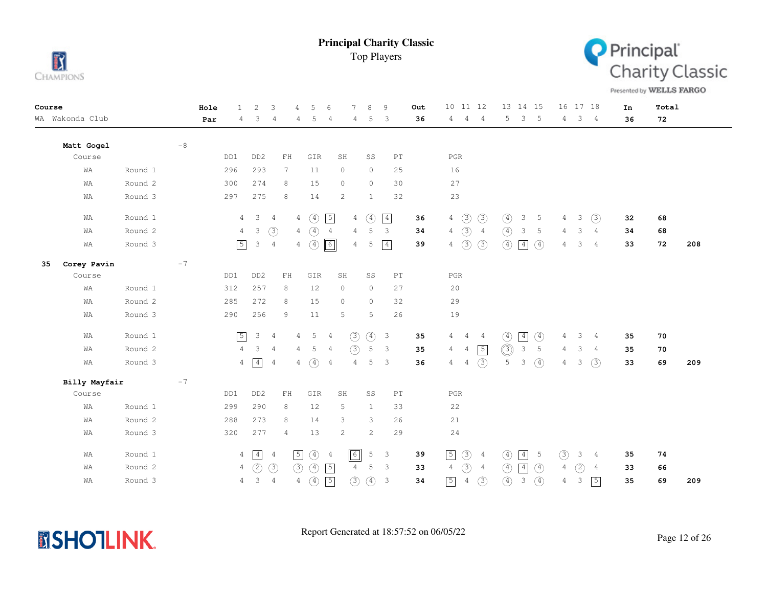# Principal Charity Classic

Top Players

| Course | | Hole | 1 | 2 | 3 | 4 | 5 | 6 | 7 | 8 | 9 | Out | 10 | 11 | 12 | 13 | 14 | 15 | 16 | 17 | 18 | In | Total | |
|---|---|---|---|---|---|---|---|---|---|---|---|---|---|---|---|---|---|---|---|---|---|---|---|---|
| WA Wakonda Club | | Par | 4 | 3 | 4 | 4 | 5 | 4 | 4 | 5 | 3 | 36 | 4 | 4 | 4 | 5 | 3 | 5 | 4 | 3 | 4 | 36 | 72 | |

**Matt Gogel** -8

| Course | | DD1 | DD2 | FH | GIR | SH | SS | PT | PGR |
|---|---|---|---|---|---|---|---|---|---|
| WA | Round 1 | 296 | 293 | 7 | 11 | 0 | 0 | 25 | 16 |
| WA | Round 2 | 300 | 274 | 8 | 15 | 0 | 0 | 30 | 27 |
| WA | Round 3 | 297 | 275 | 8 | 14 | 2 | 1 | 32 | 23 |

| Course | Round | 1 | 2 | 3 | 4 | 5 | 6 | 7 | 8 | 9 | Out | 10 | 11 | 12 | 13 | 14 | 15 | 16 | 17 | 18 | In | Total | |
|---|---|---|---|---|---|---|---|---|---|---|---|---|---|---|---|---|---|---|---|---|---|---|---|
| WA | Round 1 | 4 | 3 | 4 | 4 | 4 | 5 | 4 | 4 | 4 | 36 | 4 | 3 | 3 | 4 | 3 | 5 | 4 | 3 | 3 | 32 | 68 | |
| WA | Round 2 | 4 | 3 | 3 | 4 | 4 | 4 | 4 | 5 | 3 | 34 | 4 | 3 | 4 | 4 | 3 | 5 | 4 | 3 | 4 | 34 | 68 | |
| WA | Round 3 | 5 | 3 | 4 | 4 | 4 | 6 | 4 | 5 | 4 | 39 | 4 | 3 | 3 | 4 | 4 | 4 | 4 | 3 | 4 | 33 | 72 | 208 |

**35 Corey Pavin** -7

| Course | | DD1 | DD2 | FH | GIR | SH | SS | PT | PGR |
|---|---|---|---|---|---|---|---|---|---|
| WA | Round 1 | 312 | 257 | 8 | 12 | 0 | 0 | 27 | 20 |
| WA | Round 2 | 285 | 272 | 8 | 15 | 0 | 0 | 32 | 29 |
| WA | Round 3 | 290 | 256 | 9 | 11 | 5 | 5 | 26 | 19 |

| Course | Round | 1 | 2 | 3 | 4 | 5 | 6 | 7 | 8 | 9 | Out | 10 | 11 | 12 | 13 | 14 | 15 | 16 | 17 | 18 | In | Total | |
|---|---|---|---|---|---|---|---|---|---|---|---|---|---|---|---|---|---|---|---|---|---|---|---|
| WA | Round 1 | 5 | 3 | 4 | 4 | 5 | 4 | 3 | 4 | 3 | 35 | 4 | 4 | 4 | 4 | 4 | 4 | 4 | 3 | 4 | 35 | 70 | |
| WA | Round 2 | 4 | 3 | 4 | 4 | 5 | 4 | 3 | 5 | 3 | 35 | 4 | 4 | 5 | 3 | 3 | 5 | 4 | 3 | 4 | 35 | 70 | |
| WA | Round 3 | 4 | 4 | 4 | 4 | 4 | 4 | 4 | 5 | 3 | 36 | 4 | 4 | 3 | 5 | 3 | 4 | 4 | 3 | 3 | 33 | 69 | 209 |

**Billy Mayfair** -7

| Course | | DD1 | DD2 | FH | GIR | SH | SS | PT | PGR |
|---|---|---|---|---|---|---|---|---|---|
| WA | Round 1 | 299 | 290 | 8 | 12 | 5 | 1 | 33 | 22 |
| WA | Round 2 | 288 | 273 | 8 | 14 | 3 | 3 | 26 | 21 |
| WA | Round 3 | 320 | 277 | 4 | 13 | 2 | 2 | 29 | 24 |

| Course | Round | 1 | 2 | 3 | 4 | 5 | 6 | 7 | 8 | 9 | Out | 10 | 11 | 12 | 13 | 14 | 15 | 16 | 17 | 18 | In | Total | |
|---|---|---|---|---|---|---|---|---|---|---|---|---|---|---|---|---|---|---|---|---|---|---|---|
| WA | Round 1 | 4 | 4 | 4 | 5 | 4 | 4 | 6 | 5 | 3 | 39 | 5 | 3 | 4 | 4 | 4 | 5 | 3 | 3 | 4 | 35 | 74 | |
| WA | Round 2 | 4 | 2 | 3 | 3 | 4 | 5 | 4 | 5 | 3 | 33 | 4 | 3 | 4 | 4 | 4 | 4 | 4 | 2 | 4 | 33 | 66 | |
| WA | Round 3 | 4 | 3 | 4 | 4 | 4 | 5 | 3 | 4 | 3 | 34 | 5 | 4 | 3 | 4 | 3 | 4 | 4 | 3 | 5 | 35 | 69 | 209 |

Report Generated at 18:57:52 on 06/05/22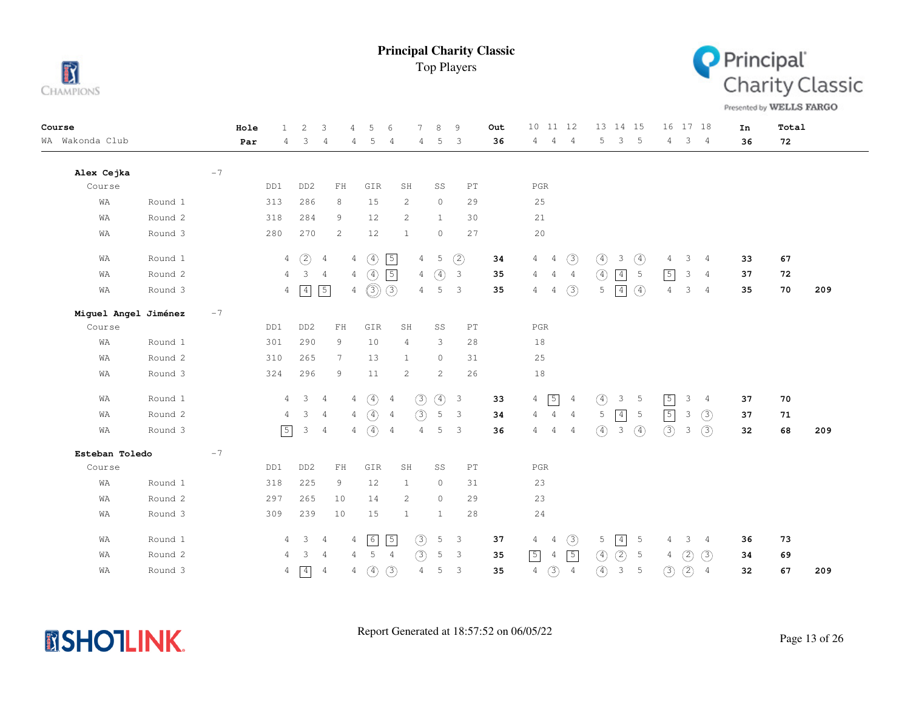# Principal Charity Classic

## Top Players

| Course | | Hole | 1 | 2 | 3 | 4 | 5 | 6 | 7 | 8 | 9 | Out | 10 | 11 | 12 | 13 | 14 | 15 | 16 | 17 | 18 | In | Total | |
|---|---|---|---|---|---|---|---|---|---|---|---|---|---|---|---|---|---|---|---|---|---|---|---|---|
| WA Wakonda Club | | Par | 4 | 3 | 4 | 4 | 5 | 4 | 4 | 5 | 3 | 36 | 4 | 4 | 4 | 5 | 3 | 5 | 4 | 3 | 4 | 36 | 72 | |

### Alex Cejka -7

| Course | | DD1 | DD2 | FH | GIR | SH | SS | PT | PGR |
|---|---|---|---|---|---|---|---|---|---|
| WA | Round 1 | 313 | 286 | 8 | 15 | 2 | 0 | 29 | 25 |
| WA | Round 2 | 318 | 284 | 9 | 12 | 2 | 1 | 30 | 21 |
| WA | Round 3 | 280 | 270 | 2 | 12 | 1 | 0 | 27 | 20 |

| Course | | 1 | 2 | 3 | 4 | 5 | 6 | 7 | 8 | 9 | Out | 10 | 11 | 12 | 13 | 14 | 15 | 16 | 17 | 18 | In | Total | |
|---|---|---|---|---|---|---|---|---|---|---|---|---|---|---|---|---|---|---|---|---|---|---|---|
| WA | Round 1 | 4 | 2 | 4 | 4 | 4 | 5 | 4 | 5 | 2 | 34 | 4 | 4 | 3 | 4 | 3 | 4 | 4 | 3 | 4 | 33 | 67 | |
| WA | Round 2 | 4 | 3 | 4 | 4 | 4 | 5 | 4 | 4 | 3 | 35 | 4 | 4 | 4 | 4 | 4 | 5 | 5 | 3 | 4 | 37 | 72 | |
| WA | Round 3 | 4 | 4 | 5 | 4 | 3 | 3 | 4 | 5 | 3 | 35 | 4 | 4 | 3 | 5 | 4 | 4 | 4 | 3 | 4 | 35 | 70 | 209 |

### Miguel Angel Jiménez -7

| Course | | DD1 | DD2 | FH | GIR | SH | SS | PT | PGR |
|---|---|---|---|---|---|---|---|---|---|
| WA | Round 1 | 301 | 290 | 9 | 10 | 4 | 3 | 28 | 18 |
| WA | Round 2 | 310 | 265 | 7 | 13 | 1 | 0 | 31 | 25 |
| WA | Round 3 | 324 | 296 | 9 | 11 | 2 | 2 | 26 | 18 |

| Course | | 1 | 2 | 3 | 4 | 5 | 6 | 7 | 8 | 9 | Out | 10 | 11 | 12 | 13 | 14 | 15 | 16 | 17 | 18 | In | Total | |
|---|---|---|---|---|---|---|---|---|---|---|---|---|---|---|---|---|---|---|---|---|---|---|---|
| WA | Round 1 | 4 | 3 | 4 | 4 | 4 | 4 | 3 | 4 | 3 | 33 | 4 | 5 | 4 | 4 | 3 | 5 | 5 | 3 | 4 | 37 | 70 | |
| WA | Round 2 | 4 | 3 | 4 | 4 | 4 | 4 | 3 | 5 | 3 | 34 | 4 | 4 | 4 | 5 | 4 | 5 | 5 | 3 | 3 | 37 | 71 | |
| WA | Round 3 | 5 | 3 | 4 | 4 | 4 | 4 | 4 | 5 | 3 | 36 | 4 | 4 | 4 | 4 | 3 | 4 | 3 | 3 | 3 | 32 | 68 | 209 |

### Esteban Toledo -7

| Course | | DD1 | DD2 | FH | GIR | SH | SS | PT | PGR |
|---|---|---|---|---|---|---|---|---|---|
| WA | Round 1 | 318 | 225 | 9 | 12 | 1 | 0 | 31 | 23 |
| WA | Round 2 | 297 | 265 | 10 | 14 | 2 | 0 | 29 | 23 |
| WA | Round 3 | 309 | 239 | 10 | 15 | 1 | 1 | 28 | 24 |

| Course | | 1 | 2 | 3 | 4 | 5 | 6 | 7 | 8 | 9 | Out | 10 | 11 | 12 | 13 | 14 | 15 | 16 | 17 | 18 | In | Total | |
|---|---|---|---|---|---|---|---|---|---|---|---|---|---|---|---|---|---|---|---|---|---|---|---|
| WA | Round 1 | 4 | 3 | 4 | 4 | 6 | 5 | 3 | 5 | 3 | 37 | 4 | 4 | 3 | 5 | 4 | 5 | 4 | 3 | 4 | 36 | 73 | |
| WA | Round 2 | 4 | 3 | 4 | 4 | 5 | 4 | 3 | 5 | 3 | 35 | 5 | 4 | 5 | 4 | 2 | 5 | 4 | 2 | 3 | 34 | 69 | |
| WA | Round 3 | 4 | 4 | 4 | 4 | 4 | 3 | 4 | 5 | 3 | 35 | 4 | 3 | 4 | 4 | 3 | 5 | 3 | 2 | 4 | 32 | 67 | 209 |

Report Generated at 18:57:52 on 06/05/22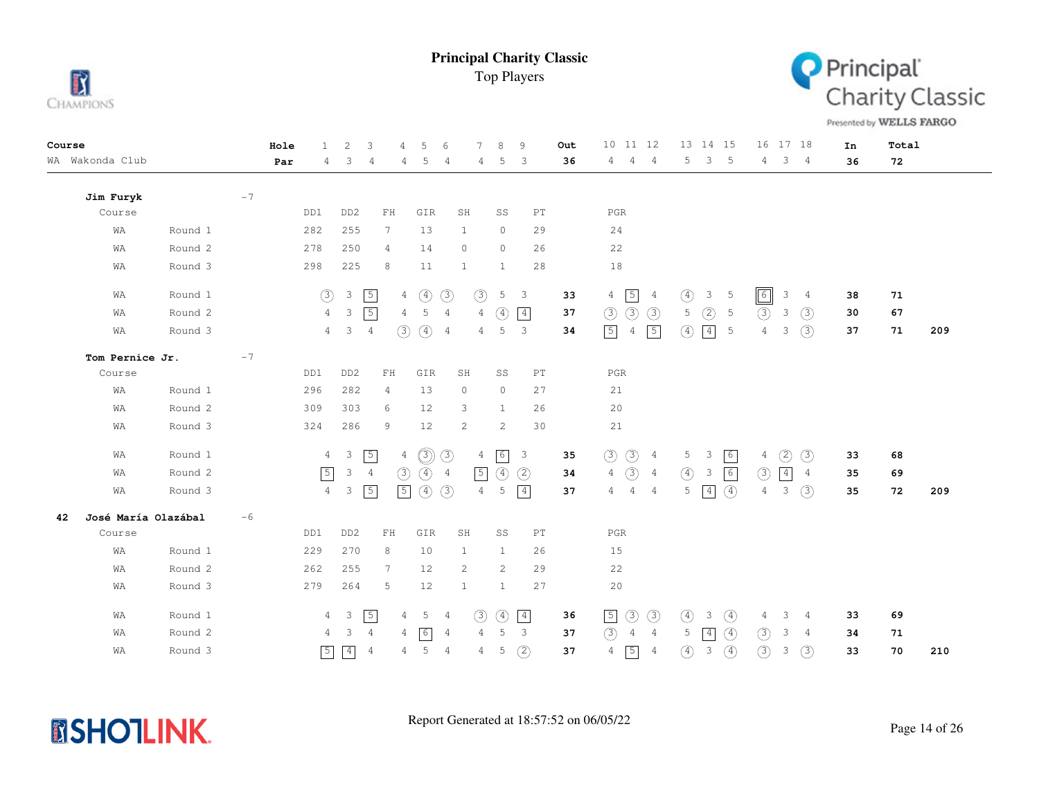# Principal Charity Classic

Top Players

| Course | | Hole | 1 | 2 | 3 | 4 | 5 | 6 | 7 | 8 | 9 | Out | 10 | 11 | 12 | 13 | 14 | 15 | 16 | 17 | 18 | In | Total | |
|---|---|---|---|---|---|---|---|---|---|---|---|---|---|---|---|---|---|---|---|---|---|---|---|---|
| WA Wakonda Club | | Par | 4 | 3 | 4 | 4 | 5 | 4 | 4 | 5 | 3 | 36 | 4 | 4 | 4 | 5 | 3 | 5 | 4 | 3 | 4 | 36 | 72 | |

**Jim Furyk** -7

| Course | | DD1 | DD2 | FH | GIR | SH | SS | PT | PGR |
|---|---|---|---|---|---|---|---|---|---|
| WA | Round 1 | 282 | 255 | 7 | 13 | 1 | 0 | 29 | 24 |
| WA | Round 2 | 278 | 250 | 4 | 14 | 0 | 0 | 26 | 22 |
| WA | Round 3 | 298 | 225 | 8 | 11 | 1 | 1 | 28 | 18 |

| Course | Round | 1 | 2 | 3 | 4 | 5 | 6 | 7 | 8 | 9 | Out | 10 | 11 | 12 | 13 | 14 | 15 | 16 | 17 | 18 | In | Total | |
|---|---|---|---|---|---|---|---|---|---|---|---|---|---|---|---|---|---|---|---|---|---|---|---|
| WA | Round 1 | 3 | 3 | 5 | 4 | 4 | 3 | 3 | 5 | 3 | 33 | 4 | 5 | 4 | 4 | 3 | 5 | 6 | 3 | 4 | 38 | 71 | |
| WA | Round 2 | 4 | 3 | 5 | 4 | 5 | 4 | 4 | 4 | 4 | 37 | 3 | 3 | 3 | 5 | 2 | 5 | 3 | 3 | 3 | 30 | 67 | |
| WA | Round 3 | 4 | 3 | 4 | 3 | 4 | 4 | 4 | 5 | 3 | 34 | 5 | 4 | 5 | 4 | 4 | 5 | 4 | 3 | 3 | 37 | 71 | 209 |

**Tom Pernice Jr.** -7

| Course | | DD1 | DD2 | FH | GIR | SH | SS | PT | PGR |
|---|---|---|---|---|---|---|---|---|---|
| WA | Round 1 | 296 | 282 | 4 | 13 | 0 | 0 | 27 | 21 |
| WA | Round 2 | 309 | 303 | 6 | 12 | 3 | 1 | 26 | 20 |
| WA | Round 3 | 324 | 286 | 9 | 12 | 2 | 2 | 30 | 21 |

| Course | Round | 1 | 2 | 3 | 4 | 5 | 6 | 7 | 8 | 9 | Out | 10 | 11 | 12 | 13 | 14 | 15 | 16 | 17 | 18 | In | Total | |
|---|---|---|---|---|---|---|---|---|---|---|---|---|---|---|---|---|---|---|---|---|---|---|---|
| WA | Round 1 | 4 | 3 | 5 | 4 | 3 | 3 | 4 | 6 | 3 | 35 | 3 | 3 | 4 | 5 | 3 | 6 | 4 | 2 | 3 | 33 | 68 | |
| WA | Round 2 | 5 | 3 | 4 | 3 | 4 | 4 | 5 | 4 | 2 | 34 | 4 | 3 | 4 | 4 | 3 | 6 | 3 | 4 | 4 | 35 | 69 | |
| WA | Round 3 | 4 | 3 | 5 | 5 | 4 | 3 | 4 | 5 | 4 | 37 | 4 | 4 | 4 | 5 | 4 | 4 | 4 | 3 | 3 | 35 | 72 | 209 |

**42 José María Olazábal** -6

| Course | | DD1 | DD2 | FH | GIR | SH | SS | PT | PGR |
|---|---|---|---|---|---|---|---|---|---|
| WA | Round 1 | 229 | 270 | 8 | 10 | 1 | 1 | 26 | 15 |
| WA | Round 2 | 262 | 255 | 7 | 12 | 2 | 2 | 29 | 22 |
| WA | Round 3 | 279 | 264 | 5 | 12 | 1 | 1 | 27 | 20 |

| Course | Round | 1 | 2 | 3 | 4 | 5 | 6 | 7 | 8 | 9 | Out | 10 | 11 | 12 | 13 | 14 | 15 | 16 | 17 | 18 | In | Total | |
|---|---|---|---|---|---|---|---|---|---|---|---|---|---|---|---|---|---|---|---|---|---|---|---|
| WA | Round 1 | 4 | 3 | 5 | 4 | 5 | 4 | 3 | 4 | 4 | 36 | 5 | 3 | 3 | 4 | 3 | 4 | 4 | 3 | 4 | 33 | 69 | |
| WA | Round 2 | 4 | 3 | 4 | 4 | 6 | 4 | 4 | 5 | 3 | 37 | 3 | 4 | 4 | 5 | 4 | 4 | 3 | 3 | 4 | 34 | 71 | |
| WA | Round 3 | 5 | 4 | 4 | 4 | 5 | 4 | 4 | 5 | 2 | 37 | 4 | 5 | 4 | 4 | 3 | 4 | 3 | 3 | 3 | 33 | 70 | 210 |

Report Generated at 18:57:52 on 06/05/22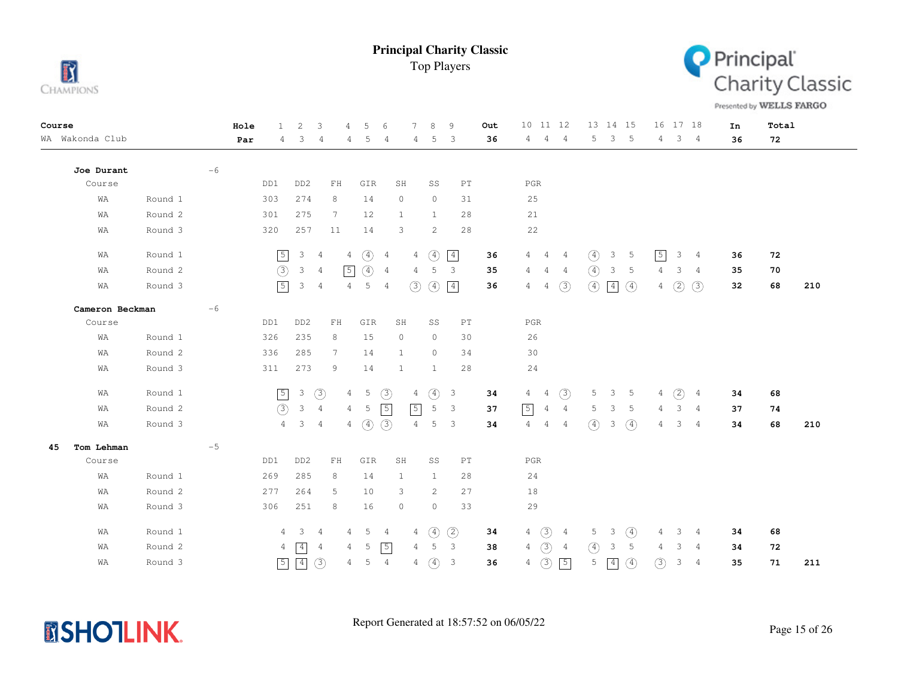# Principal Charity Classic

Top Players

| Course | Hole | 1 | 2 | 3 | 4 | 5 | 6 | 7 | 8 | 9 | Out | 10 | 11 | 12 | 13 | 14 | 15 | 16 | 17 | 18 | In | Total |
|---|---|---|---|---|---|---|---|---|---|---|---|---|---|---|---|---|---|---|---|---|---|---|
| WA Wakonda Club | Par | 4 | 3 | 4 | 4 | 5 | 4 | 4 | 5 | 3 | 36 | 4 | 4 | 4 | 5 | 3 | 5 | 4 | 3 | 4 | 36 | 72 |

**Joe Durant** -6

| Course | | DD1 | DD2 | FH | GIR | SH | SS | PT | PGR |
|---|---|---|---|---|---|---|---|---|---|
| WA | Round 1 | 303 | 274 | 8 | 14 | 0 | 0 | 31 | 25 |
| WA | Round 2 | 301 | 275 | 7 | 12 | 1 | 1 | 28 | 21 |
| WA | Round 3 | 320 | 257 | 11 | 14 | 3 | 2 | 28 | 22 |

| | | 1 | 2 | 3 | 4 | 5 | 6 | 7 | 8 | 9 | Out | 10 | 11 | 12 | 13 | 14 | 15 | 16 | 17 | 18 | In | Total | |
|---|---|---|---|---|---|---|---|---|---|---|---|---|---|---|---|---|---|---|---|---|---|---|---|
| WA | Round 1 | 5 | 3 | 4 | 4 | 4 | 4 | 4 | 4 | 4 | 36 | 4 | 4 | 4 | 4 | 3 | 5 | 5 | 3 | 4 | 36 | 72 | |
| WA | Round 2 | 3 | 3 | 4 | 5 | 4 | 4 | 4 | 5 | 3 | 35 | 4 | 4 | 4 | 4 | 3 | 5 | 4 | 3 | 4 | 35 | 70 | |
| WA | Round 3 | 5 | 3 | 4 | 4 | 5 | 4 | 3 | 4 | 4 | 36 | 4 | 4 | 3 | 4 | 4 | 4 | 4 | 2 | 3 | 32 | 68 | 210 |

**Cameron Beckman** -6

| Course | | DD1 | DD2 | FH | GIR | SH | SS | PT | PGR |
|---|---|---|---|---|---|---|---|---|---|
| WA | Round 1 | 326 | 235 | 8 | 15 | 0 | 0 | 30 | 26 |
| WA | Round 2 | 336 | 285 | 7 | 14 | 1 | 0 | 34 | 30 |
| WA | Round 3 | 311 | 273 | 9 | 14 | 1 | 1 | 28 | 24 |

| | | 1 | 2 | 3 | 4 | 5 | 6 | 7 | 8 | 9 | Out | 10 | 11 | 12 | 13 | 14 | 15 | 16 | 17 | 18 | In | Total | |
|---|---|---|---|---|---|---|---|---|---|---|---|---|---|---|---|---|---|---|---|---|---|---|---|
| WA | Round 1 | 5 | 3 | 3 | 4 | 5 | 3 | 4 | 4 | 3 | 34 | 4 | 4 | 3 | 5 | 3 | 5 | 4 | 2 | 4 | 34 | 68 | |
| WA | Round 2 | 3 | 3 | 4 | 4 | 5 | 5 | 5 | 5 | 3 | 37 | 5 | 4 | 4 | 5 | 3 | 5 | 4 | 3 | 4 | 37 | 74 | |
| WA | Round 3 | 4 | 3 | 4 | 4 | 4 | 3 | 4 | 5 | 3 | 34 | 4 | 4 | 4 | 4 | 3 | 4 | 4 | 3 | 4 | 34 | 68 | 210 |

**45 Tom Lehman** -5

| Course | | DD1 | DD2 | FH | GIR | SH | SS | PT | PGR |
|---|---|---|---|---|---|---|---|---|---|
| WA | Round 1 | 269 | 285 | 8 | 14 | 1 | 1 | 28 | 24 |
| WA | Round 2 | 277 | 264 | 5 | 10 | 3 | 2 | 27 | 18 |
| WA | Round 3 | 306 | 251 | 8 | 16 | 0 | 0 | 33 | 29 |

| | | 1 | 2 | 3 | 4 | 5 | 6 | 7 | 8 | 9 | Out | 10 | 11 | 12 | 13 | 14 | 15 | 16 | 17 | 18 | In | Total | |
|---|---|---|---|---|---|---|---|---|---|---|---|---|---|---|---|---|---|---|---|---|---|---|---|
| WA | Round 1 | 4 | 3 | 4 | 4 | 5 | 4 | 4 | 4 | 2 | 34 | 4 | 3 | 4 | 5 | 3 | 4 | 4 | 3 | 4 | 34 | 68 | |
| WA | Round 2 | 4 | 4 | 4 | 4 | 5 | 5 | 4 | 5 | 3 | 38 | 4 | 3 | 4 | 4 | 3 | 5 | 4 | 3 | 4 | 34 | 72 | |
| WA | Round 3 | 5 | 4 | 3 | 4 | 5 | 4 | 4 | 4 | 3 | 36 | 4 | 3 | 5 | 5 | 4 | 4 | 3 | 3 | 4 | 35 | 71 | 211 |

Report Generated at 18:57:52 on 06/05/22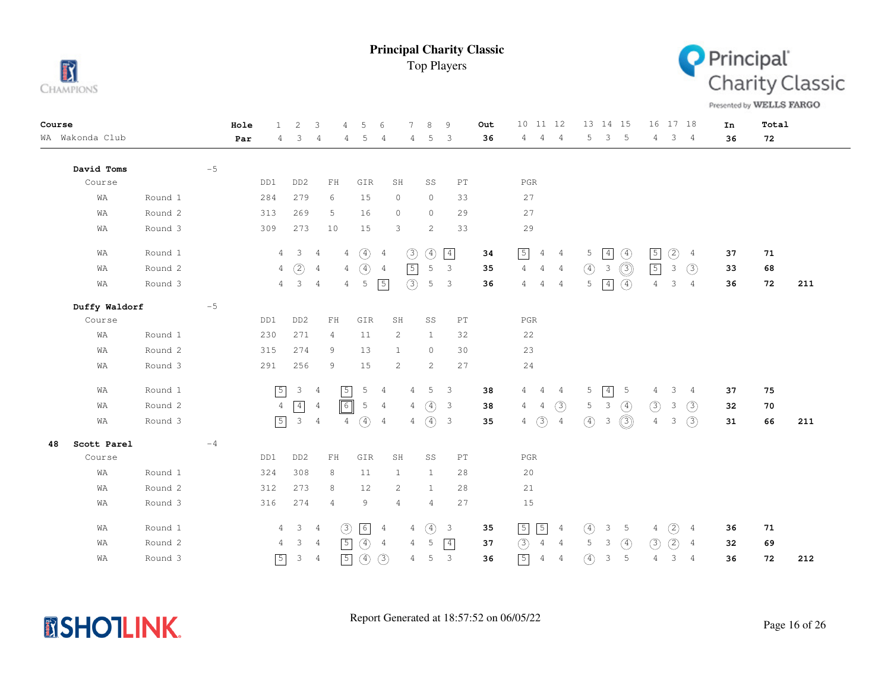# Principal Charity Classic

Top Players

| Course | Hole | 1 | 2 | 3 | 4 | 5 | 6 | 7 | 8 | 9 | Out | 10 | 11 | 12 | 13 | 14 | 15 | 16 | 17 | 18 | In | Total |
|---|---|---|---|---|---|---|---|---|---|---|---|---|---|---|---|---|---|---|---|---|---|---|
| WA Wakonda Club | Par | 4 | 3 | 4 | 4 | 5 | 4 | 4 | 5 | 3 | 36 | 4 | 4 | 4 | 5 | 3 | 5 | 4 | 3 | 4 | 36 | 72 |

## David Toms -5

| Course | | DD1 | DD2 | FH | GIR | SH | SS | PT | PGR |
|---|---|---|---|---|---|---|---|---|---|
| WA | Round 1 | 284 | 279 | 6 | 15 | 0 | 0 | 33 | 27 |
| WA | Round 2 | 313 | 269 | 5 | 16 | 0 | 0 | 29 | 27 |
| WA | Round 3 | 309 | 273 | 10 | 15 | 3 | 2 | 33 | 29 |

| Course | Round | 1 | 2 | 3 | 4 | 5 | 6 | 7 | 8 | 9 | Out | 10 | 11 | 12 | 13 | 14 | 15 | 16 | 17 | 18 | In | Total | |
|---|---|---|---|---|---|---|---|---|---|---|---|---|---|---|---|---|---|---|---|---|---|---|---|
| WA | Round 1 | 4 | 3 | 4 | 4 | 4 | 4 | 3 | 4 | 4 | 34 | 5 | 4 | 4 | 5 | 4 | 4 | 5 | 2 | 4 | 37 | 71 | |
| WA | Round 2 | 4 | 2 | 4 | 4 | 4 | 4 | 5 | 5 | 3 | 35 | 4 | 4 | 4 | 4 | 3 | 3 | 5 | 3 | 3 | 33 | 68 | |
| WA | Round 3 | 4 | 3 | 4 | 4 | 5 | 5 | 3 | 5 | 3 | 36 | 4 | 4 | 4 | 5 | 4 | 4 | 4 | 3 | 4 | 36 | 72 | 211 |

## Duffy Waldorf -5

| Course | | DD1 | DD2 | FH | GIR | SH | SS | PT | PGR |
|---|---|---|---|---|---|---|---|---|---|
| WA | Round 1 | 230 | 271 | 4 | 11 | 2 | 1 | 32 | 22 |
| WA | Round 2 | 315 | 274 | 9 | 13 | 1 | 0 | 30 | 23 |
| WA | Round 3 | 291 | 256 | 9 | 15 | 2 | 2 | 27 | 24 |

| Course | Round | 1 | 2 | 3 | 4 | 5 | 6 | 7 | 8 | 9 | Out | 10 | 11 | 12 | 13 | 14 | 15 | 16 | 17 | 18 | In | Total | |
|---|---|---|---|---|---|---|---|---|---|---|---|---|---|---|---|---|---|---|---|---|---|---|---|
| WA | Round 1 | 5 | 3 | 4 | 5 | 5 | 4 | 4 | 5 | 3 | 38 | 4 | 4 | 4 | 5 | 4 | 5 | 4 | 3 | 4 | 37 | 75 | |
| WA | Round 2 | 4 | 4 | 4 | 6 | 5 | 4 | 4 | 4 | 3 | 38 | 4 | 4 | 3 | 5 | 3 | 4 | 3 | 3 | 3 | 32 | 70 | |
| WA | Round 3 | 5 | 3 | 4 | 4 | 4 | 4 | 4 | 4 | 3 | 35 | 4 | 3 | 4 | 4 | 3 | 3 | 4 | 3 | 3 | 31 | 66 | 211 |

## 48 Scott Parel -4

| Course | | DD1 | DD2 | FH | GIR | SH | SS | PT | PGR |
|---|---|---|---|---|---|---|---|---|---|
| WA | Round 1 | 324 | 308 | 8 | 11 | 1 | 1 | 28 | 20 |
| WA | Round 2 | 312 | 273 | 8 | 12 | 2 | 1 | 28 | 21 |
| WA | Round 3 | 316 | 274 | 4 | 9 | 4 | 4 | 27 | 15 |

| Course | Round | 1 | 2 | 3 | 4 | 5 | 6 | 7 | 8 | 9 | Out | 10 | 11 | 12 | 13 | 14 | 15 | 16 | 17 | 18 | In | Total | |
|---|---|---|---|---|---|---|---|---|---|---|---|---|---|---|---|---|---|---|---|---|---|---|---|
| WA | Round 1 | 4 | 3 | 4 | 3 | 6 | 4 | 4 | 4 | 3 | 35 | 5 | 5 | 4 | 4 | 3 | 5 | 4 | 2 | 4 | 36 | 71 | |
| WA | Round 2 | 4 | 3 | 4 | 5 | 4 | 4 | 4 | 5 | 4 | 37 | 3 | 4 | 4 | 5 | 3 | 4 | 3 | 2 | 4 | 32 | 69 | |
| WA | Round 3 | 5 | 3 | 4 | 5 | 4 | 3 | 4 | 5 | 3 | 36 | 5 | 4 | 4 | 4 | 3 | 5 | 4 | 3 | 4 | 36 | 72 | 212 |

Report Generated at 18:57:52 on 06/05/22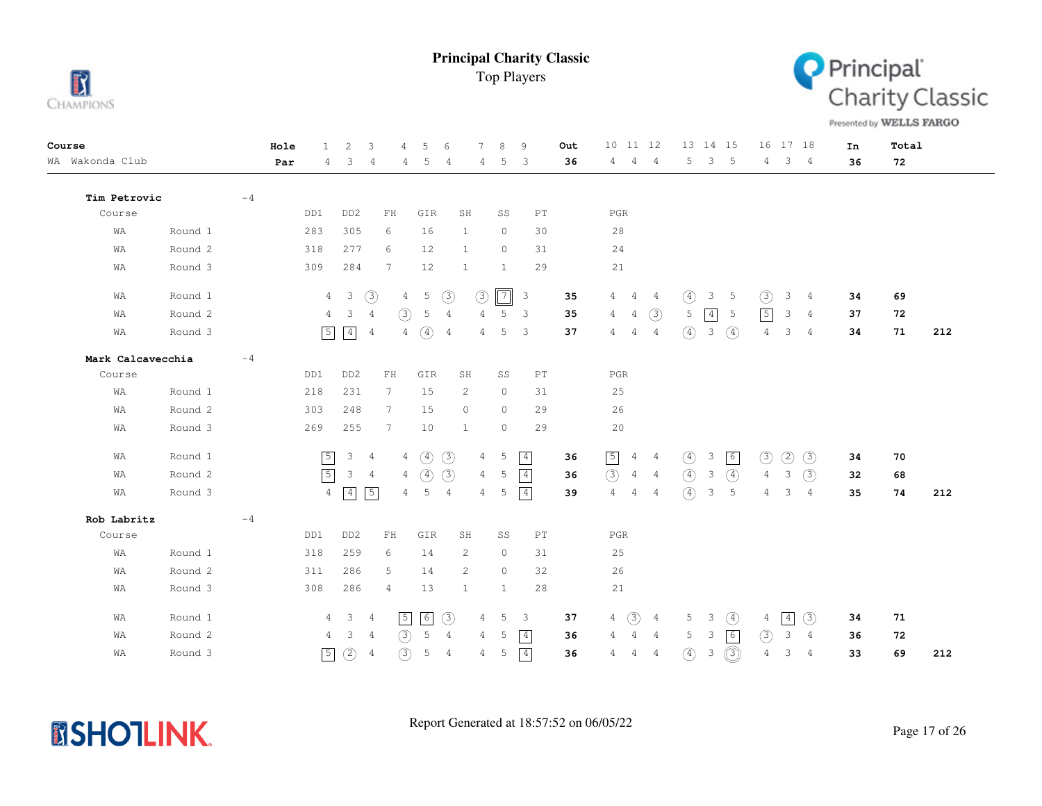# Principal Charity Classic

Top Players

| Course | Hole | 1 | 2 | 3 | 4 | 5 | 6 | 7 | 8 | 9 | Out | 10 | 11 | 12 | 13 | 14 | 15 | 16 | 17 | 18 | In | Total |
|---|---|---|---|---|---|---|---|---|---|---|---|---|---|---|---|---|---|---|---|---|---|---|
| WA Wakonda Club | Par | 4 | 3 | 4 | 4 | 5 | 4 | 4 | 5 | 3 | 36 | 4 | 4 | 4 | 5 | 3 | 5 | 4 | 3 | 4 | 36 | 72 |

**Tim Petrovic** -4

| Course | | DD1 | DD2 | FH | GIR | SH | SS | PT | PGR |
|---|---|---|---|---|---|---|---|---|---|
| WA | Round 1 | 283 | 305 | 6 | 16 | 1 | 0 | 30 | 28 |
| WA | Round 2 | 318 | 277 | 6 | 12 | 1 | 0 | 31 | 24 |
| WA | Round 3 | 309 | 284 | 7 | 12 | 1 | 1 | 29 | 21 |

| Course | Round | 1 | 2 | 3 | 4 | 5 | 6 | 7 | 8 | 9 | Out | 10 | 11 | 12 | 13 | 14 | 15 | 16 | 17 | 18 | In | Total | |
|---|---|---|---|---|---|---|---|---|---|---|---|---|---|---|---|---|---|---|---|---|---|---|---|
| WA | Round 1 | 4 | 3 | 3 | 4 | 5 | 3 | 3 | 7 | 3 | 35 | 4 | 4 | 4 | 4 | 3 | 5 | 3 | 3 | 4 | 34 | 69 | |
| WA | Round 2 | 4 | 3 | 4 | 3 | 5 | 4 | 4 | 5 | 3 | 35 | 4 | 4 | 3 | 5 | 4 | 5 | 5 | 3 | 4 | 37 | 72 | |
| WA | Round 3 | 5 | 4 | 4 | 4 | 4 | 4 | 4 | 5 | 3 | 37 | 4 | 4 | 4 | 4 | 3 | 4 | 4 | 3 | 4 | 34 | 71 | 212 |

**Mark Calcavecchia** -4

| Course | | DD1 | DD2 | FH | GIR | SH | SS | PT | PGR |
|---|---|---|---|---|---|---|---|---|---|
| WA | Round 1 | 218 | 231 | 7 | 15 | 2 | 0 | 31 | 25 |
| WA | Round 2 | 303 | 248 | 7 | 15 | 0 | 0 | 29 | 26 |
| WA | Round 3 | 269 | 255 | 7 | 10 | 1 | 0 | 29 | 20 |

| Course | Round | 1 | 2 | 3 | 4 | 5 | 6 | 7 | 8 | 9 | Out | 10 | 11 | 12 | 13 | 14 | 15 | 16 | 17 | 18 | In | Total | |
|---|---|---|---|---|---|---|---|---|---|---|---|---|---|---|---|---|---|---|---|---|---|---|---|
| WA | Round 1 | 5 | 3 | 4 | 4 | 4 | 3 | 4 | 5 | 4 | 36 | 5 | 4 | 4 | 4 | 3 | 6 | 3 | 2 | 3 | 34 | 70 | |
| WA | Round 2 | 5 | 3 | 4 | 4 | 4 | 3 | 4 | 5 | 4 | 36 | 3 | 4 | 4 | 4 | 3 | 4 | 4 | 3 | 3 | 32 | 68 | |
| WA | Round 3 | 4 | 4 | 5 | 4 | 5 | 4 | 4 | 5 | 4 | 39 | 4 | 4 | 4 | 4 | 3 | 5 | 4 | 3 | 4 | 35 | 74 | 212 |

**Rob Labritz** -4

| Course | | DD1 | DD2 | FH | GIR | SH | SS | PT | PGR |
|---|---|---|---|---|---|---|---|---|---|
| WA | Round 1 | 318 | 259 | 6 | 14 | 2 | 0 | 31 | 25 |
| WA | Round 2 | 311 | 286 | 5 | 14 | 2 | 0 | 32 | 26 |
| WA | Round 3 | 308 | 286 | 4 | 13 | 1 | 1 | 28 | 21 |

| Course | Round | 1 | 2 | 3 | 4 | 5 | 6 | 7 | 8 | 9 | Out | 10 | 11 | 12 | 13 | 14 | 15 | 16 | 17 | 18 | In | Total | |
|---|---|---|---|---|---|---|---|---|---|---|---|---|---|---|---|---|---|---|---|---|---|---|---|
| WA | Round 1 | 4 | 3 | 4 | 5 | 6 | 3 | 4 | 5 | 3 | 37 | 4 | 3 | 4 | 5 | 3 | 4 | 4 | 4 | 3 | 34 | 71 | |
| WA | Round 2 | 4 | 3 | 4 | 3 | 5 | 4 | 4 | 5 | 4 | 36 | 4 | 4 | 4 | 5 | 3 | 6 | 3 | 3 | 4 | 36 | 72 | |
| WA | Round 3 | 5 | 2 | 4 | 3 | 5 | 4 | 4 | 5 | 4 | 36 | 4 | 4 | 4 | 4 | 3 | 3 | 4 | 3 | 4 | 33 | 69 | 212 |

Report Generated at 18:57:52 on 06/05/22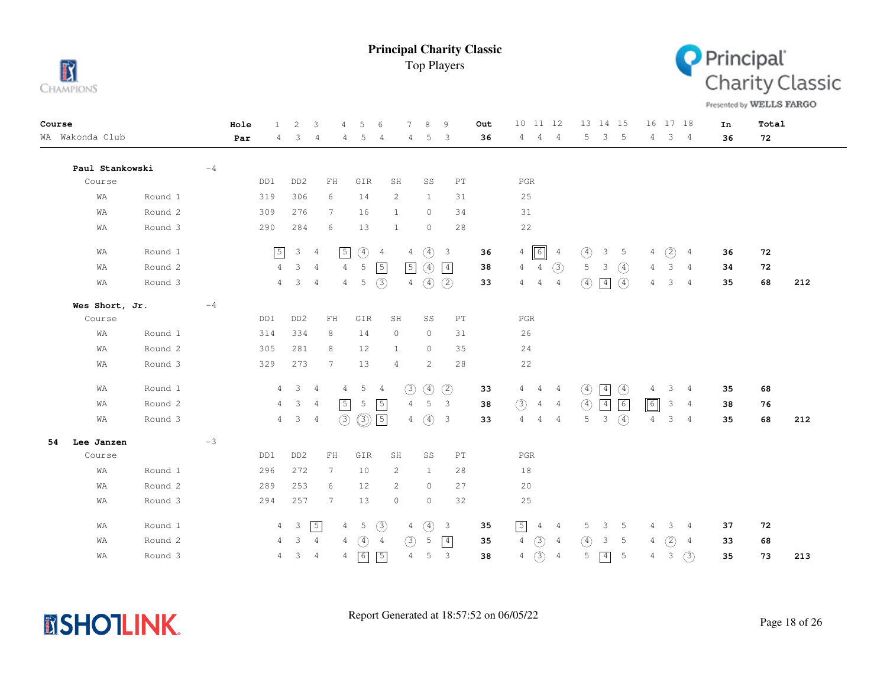# Principal Charity Classic

Top Players

| Course | Hole | 1 | 2 | 3 | 4 | 5 | 6 | 7 | 8 | 9 | Out | 10 | 11 | 12 | 13 | 14 | 15 | 16 | 17 | 18 | In | Total | |
|---|---|---|---|---|---|---|---|---|---|---|---|---|---|---|---|---|---|---|---|---|---|---|---|
| WA Wakonda Club | Par | 4 | 3 | 4 | 4 | 5 | 4 | 4 | 5 | 3 | 36 | 4 | 4 | 4 | 5 | 3 | 5 | 4 | 3 | 4 | 36 | 72 | |

**Paul Stankowski** -4

| Course | | DD1 | DD2 | FH | GIR | SH | SS | PT | PGR |
|---|---|---|---|---|---|---|---|---|---|
| WA | Round 1 | 319 | 306 | 6 | 14 | 2 | 1 | 31 | 25 |
| WA | Round 2 | 309 | 276 | 7 | 16 | 1 | 0 | 34 | 31 |
| WA | Round 3 | 290 | 284 | 6 | 13 | 1 | 0 | 28 | 22 |

| Course | Round | 1 | 2 | 3 | 4 | 5 | 6 | 7 | 8 | 9 | Out | 10 | 11 | 12 | 13 | 14 | 15 | 16 | 17 | 18 | In | Total | |
|---|---|---|---|---|---|---|---|---|---|---|---|---|---|---|---|---|---|---|---|---|---|---|---|
| WA | Round 1 | 5 | 3 | 4 | 5 | 4 | 4 | 4 | 4 | 3 | 36 | 4 | 6 | 4 | 4 | 3 | 5 | 4 | 2 | 4 | 36 | 72 | |
| WA | Round 2 | 4 | 3 | 4 | 4 | 5 | 5 | 5 | 4 | 4 | 38 | 4 | 4 | 3 | 5 | 3 | 4 | 4 | 3 | 4 | 34 | 72 | |
| WA | Round 3 | 4 | 3 | 4 | 4 | 5 | 3 | 4 | 4 | 2 | 33 | 4 | 4 | 4 | 4 | 4 | 4 | 4 | 3 | 4 | 35 | 68 | 212 |

**Wes Short, Jr.** -4

| Course | | DD1 | DD2 | FH | GIR | SH | SS | PT | PGR |
|---|---|---|---|---|---|---|---|---|---|
| WA | Round 1 | 314 | 334 | 8 | 14 | 0 | 0 | 31 | 26 |
| WA | Round 2 | 305 | 281 | 8 | 12 | 1 | 0 | 35 | 24 |
| WA | Round 3 | 329 | 273 | 7 | 13 | 4 | 2 | 28 | 22 |

| Course | Round | 1 | 2 | 3 | 4 | 5 | 6 | 7 | 8 | 9 | Out | 10 | 11 | 12 | 13 | 14 | 15 | 16 | 17 | 18 | In | Total | |
|---|---|---|---|---|---|---|---|---|---|---|---|---|---|---|---|---|---|---|---|---|---|---|---|
| WA | Round 1 | 4 | 3 | 4 | 4 | 5 | 4 | 3 | 4 | 2 | 33 | 4 | 4 | 4 | 4 | 4 | 4 | 4 | 3 | 4 | 35 | 68 | |
| WA | Round 2 | 4 | 3 | 4 | 5 | 5 | 5 | 4 | 5 | 3 | 38 | 3 | 4 | 4 | 4 | 4 | 6 | 6 | 3 | 4 | 38 | 76 | |
| WA | Round 3 | 4 | 3 | 4 | 3 | 3 | 5 | 4 | 4 | 3 | 33 | 4 | 4 | 4 | 5 | 3 | 4 | 4 | 3 | 4 | 35 | 68 | 212 |

**54 Lee Janzen** -3

| Course | | DD1 | DD2 | FH | GIR | SH | SS | PT | PGR |
|---|---|---|---|---|---|---|---|---|---|
| WA | Round 1 | 296 | 272 | 7 | 10 | 2 | 1 | 28 | 18 |
| WA | Round 2 | 289 | 253 | 6 | 12 | 2 | 0 | 27 | 20 |
| WA | Round 3 | 294 | 257 | 7 | 13 | 0 | 0 | 32 | 25 |

| Course | Round | 1 | 2 | 3 | 4 | 5 | 6 | 7 | 8 | 9 | Out | 10 | 11 | 12 | 13 | 14 | 15 | 16 | 17 | 18 | In | Total | |
|---|---|---|---|---|---|---|---|---|---|---|---|---|---|---|---|---|---|---|---|---|---|---|---|
| WA | Round 1 | 4 | 3 | 5 | 4 | 5 | 3 | 4 | 4 | 3 | 35 | 5 | 4 | 4 | 5 | 3 | 5 | 4 | 3 | 4 | 37 | 72 | |
| WA | Round 2 | 4 | 3 | 4 | 4 | 4 | 4 | 3 | 5 | 4 | 35 | 4 | 3 | 4 | 4 | 3 | 5 | 4 | 2 | 4 | 33 | 68 | |
| WA | Round 3 | 4 | 3 | 4 | 4 | 6 | 5 | 4 | 5 | 3 | 38 | 4 | 3 | 4 | 5 | 4 | 5 | 4 | 3 | 3 | 35 | 73 | 213 |

Report Generated at 18:57:52 on 06/05/22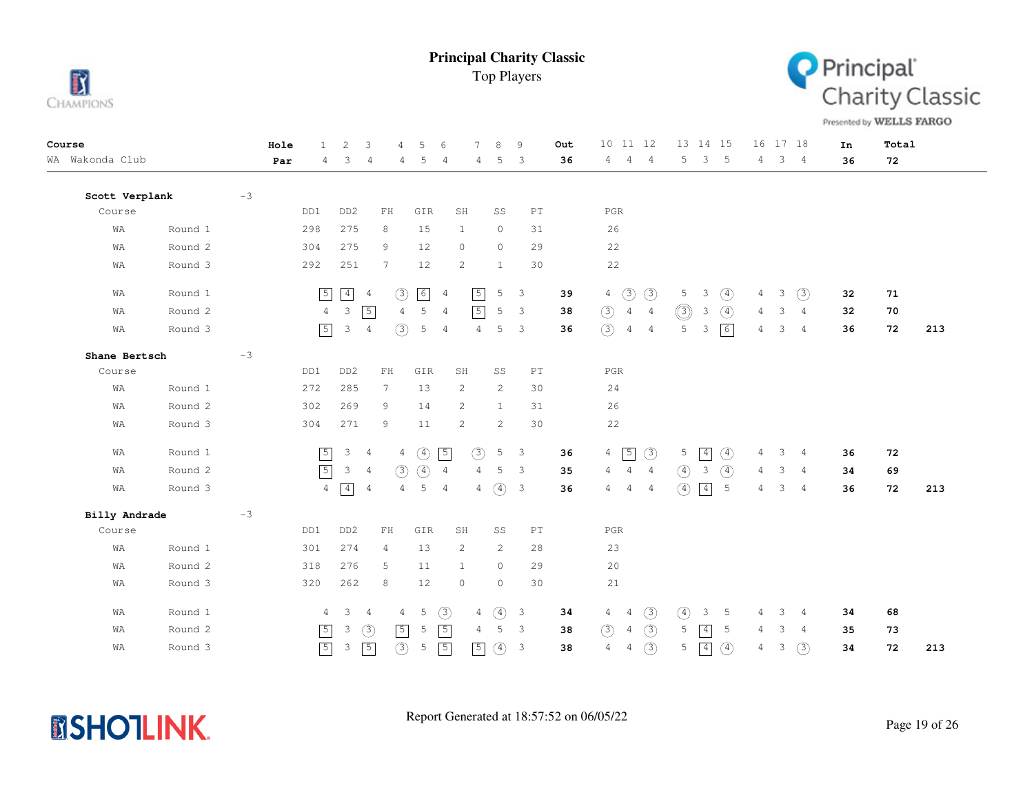# Principal Charity Classic

Top Players

| Course | Hole | 1 | 2 | 3 | 4 | 5 | 6 | 7 | 8 | 9 | Out | 10 | 11 | 12 | 13 | 14 | 15 | 16 | 17 | 18 | In | Total |
|---|---|---|---|---|---|---|---|---|---|---|---|---|---|---|---|---|---|---|---|---|---|---|
| WA Wakonda Club | Par | 4 | 3 | 4 | 4 | 5 | 4 | 4 | 5 | 3 | 36 | 4 | 4 | 4 | 5 | 3 | 5 | 4 | 3 | 4 | 36 | 72 |

## Scott Verplank -3

| Course | | DD1 | DD2 | FH | GIR | SH | SS | PT | PGR |
|---|---|---|---|---|---|---|---|---|---|
| WA | Round 1 | 298 | 275 | 8 | 15 | 1 | 0 | 31 | 26 |
| WA | Round 2 | 304 | 275 | 9 | 12 | 0 | 0 | 29 | 22 |
| WA | Round 3 | 292 | 251 | 7 | 12 | 2 | 1 | 30 | 22 |

| Course | | 1 | 2 | 3 | 4 | 5 | 6 | 7 | 8 | 9 | Out | 10 | 11 | 12 | 13 | 14 | 15 | 16 | 17 | 18 | In | Total | |
|---|---|---|---|---|---|---|---|---|---|---|---|---|---|---|---|---|---|---|---|---|---|---|---|
| WA | Round 1 | 5 | 4 | 4 | 3 | 6 | 4 | 5 | 5 | 3 | 39 | 4 | 3 | 3 | 5 | 3 | 4 | 4 | 3 | 3 | 32 | 71 | |
| WA | Round 2 | 4 | 3 | 5 | 4 | 5 | 4 | 5 | 5 | 3 | 38 | 3 | 4 | 4 | 3 | 3 | 4 | 4 | 3 | 4 | 32 | 70 | |
| WA | Round 3 | 5 | 3 | 4 | 3 | 5 | 4 | 4 | 5 | 3 | 36 | 3 | 4 | 4 | 5 | 3 | 6 | 4 | 3 | 4 | 36 | 72 | 213 |

## Shane Bertsch -3

| Course | | DD1 | DD2 | FH | GIR | SH | SS | PT | PGR |
|---|---|---|---|---|---|---|---|---|---|
| WA | Round 1 | 272 | 285 | 7 | 13 | 2 | 2 | 30 | 24 |
| WA | Round 2 | 302 | 269 | 9 | 14 | 2 | 1 | 31 | 26 |
| WA | Round 3 | 304 | 271 | 9 | 11 | 2 | 2 | 30 | 22 |

| Course | | 1 | 2 | 3 | 4 | 5 | 6 | 7 | 8 | 9 | Out | 10 | 11 | 12 | 13 | 14 | 15 | 16 | 17 | 18 | In | Total | |
|---|---|---|---|---|---|---|---|---|---|---|---|---|---|---|---|---|---|---|---|---|---|---|---|
| WA | Round 1 | 5 | 3 | 4 | 4 | 4 | 5 | 3 | 5 | 3 | 36 | 4 | 5 | 3 | 5 | 4 | 4 | 4 | 3 | 4 | 36 | 72 | |
| WA | Round 2 | 5 | 3 | 4 | 3 | 4 | 4 | 4 | 5 | 3 | 35 | 4 | 4 | 4 | 4 | 3 | 4 | 4 | 3 | 4 | 34 | 69 | |
| WA | Round 3 | 4 | 4 | 4 | 4 | 5 | 4 | 4 | 4 | 3 | 36 | 4 | 4 | 4 | 4 | 4 | 5 | 4 | 3 | 4 | 36 | 72 | 213 |

## Billy Andrade -3

| Course | | DD1 | DD2 | FH | GIR | SH | SS | PT | PGR |
|---|---|---|---|---|---|---|---|---|---|
| WA | Round 1 | 301 | 274 | 4 | 13 | 2 | 2 | 28 | 23 |
| WA | Round 2 | 318 | 276 | 5 | 11 | 1 | 0 | 29 | 20 |
| WA | Round 3 | 320 | 262 | 8 | 12 | 0 | 0 | 30 | 21 |

| Course | | 1 | 2 | 3 | 4 | 5 | 6 | 7 | 8 | 9 | Out | 10 | 11 | 12 | 13 | 14 | 15 | 16 | 17 | 18 | In | Total | |
|---|---|---|---|---|---|---|---|---|---|---|---|---|---|---|---|---|---|---|---|---|---|---|---|
| WA | Round 1 | 4 | 3 | 4 | 4 | 5 | 3 | 4 | 4 | 3 | 34 | 4 | 4 | 3 | 4 | 3 | 5 | 4 | 3 | 4 | 34 | 68 | |
| WA | Round 2 | 5 | 3 | 3 | 5 | 5 | 5 | 4 | 5 | 3 | 38 | 3 | 4 | 3 | 5 | 4 | 5 | 4 | 3 | 4 | 35 | 73 | |
| WA | Round 3 | 5 | 3 | 5 | 3 | 5 | 5 | 5 | 4 | 3 | 38 | 4 | 4 | 3 | 5 | 4 | 4 | 4 | 3 | 3 | 34 | 72 | 213 |

Report Generated at 18:57:52 on 06/05/22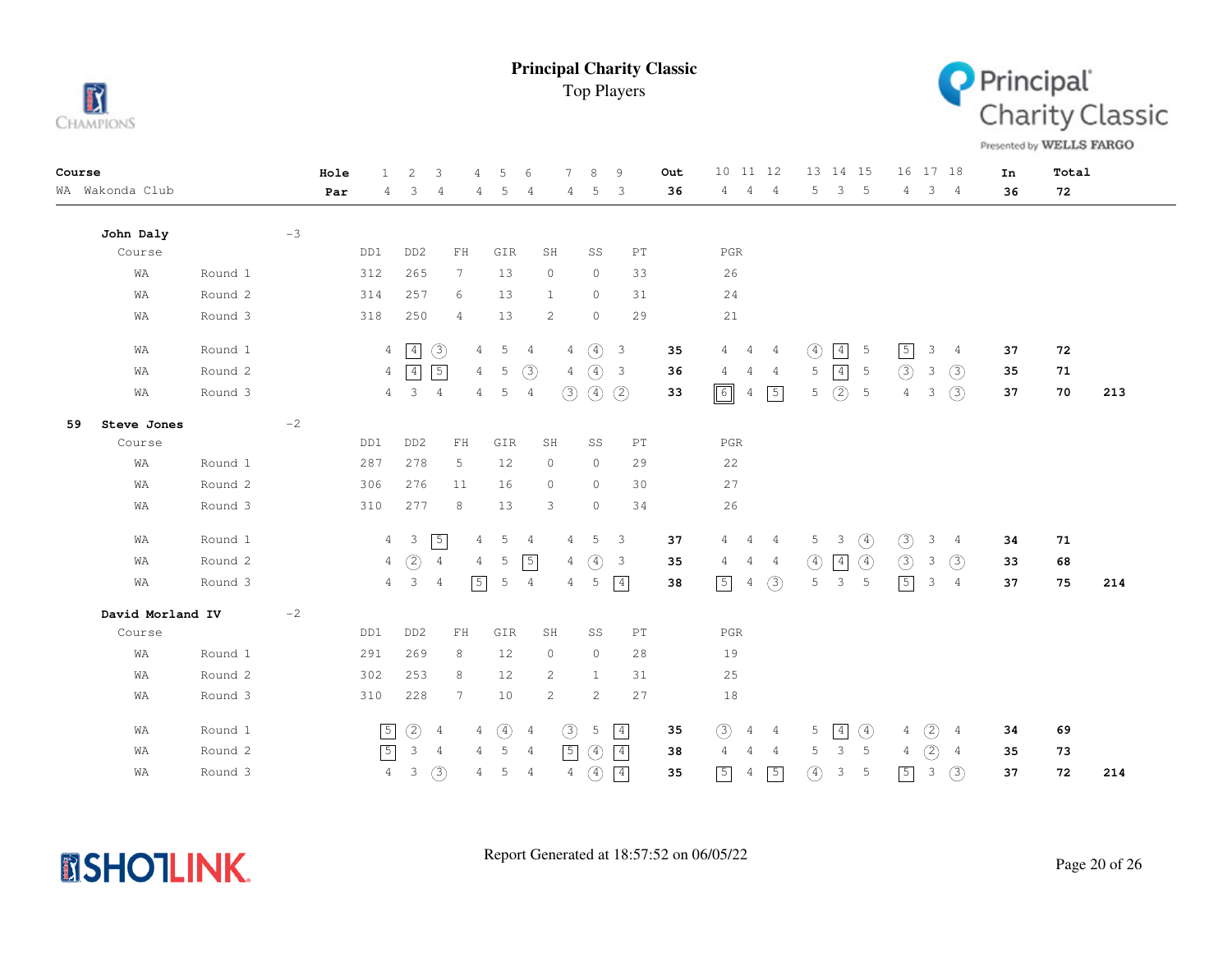# Principal Charity Classic

Top Players

| Course | | Hole | 1 | 2 | 3 | 4 | 5 | 6 | 7 | 8 | 9 | Out | 10 | 11 | 12 | 13 | 14 | 15 | 16 | 17 | 18 | In | Total | |
|---|---|---|---|---|---|---|---|---|---|---|---|---|---|---|---|---|---|---|---|---|---|---|---|---|
| WA Wakonda Club | | Par | 4 | 3 | 4 | 4 | 5 | 4 | 4 | 5 | 3 | 36 | 4 | 4 | 4 | 5 | 3 | 5 | 4 | 3 | 4 | 36 | 72 | |

## John Daly (-3)

| Course | | DD1 | DD2 | FH | GIR | SH | SS | PT | PGR |
|---|---|---|---|---|---|---|---|---|---|
| WA | Round 1 | 312 | 265 | 7 | 13 | 0 | 0 | 33 | 26 |
| WA | Round 2 | 314 | 257 | 6 | 13 | 1 | 0 | 31 | 24 |
| WA | Round 3 | 318 | 250 | 4 | 13 | 2 | 0 | 29 | 21 |

| Course | Round | 1 | 2 | 3 | 4 | 5 | 6 | 7 | 8 | 9 | Out | 10 | 11 | 12 | 13 | 14 | 15 | 16 | 17 | 18 | In | Total | |
|---|---|---|---|---|---|---|---|---|---|---|---|---|---|---|---|---|---|---|---|---|---|---|---|
| WA | Round 1 | 4 | 4 | 3 | 4 | 5 | 4 | 4 | 4 | 3 | 35 | 4 | 4 | 4 | 4 | 4 | 5 | 5 | 3 | 4 | 37 | 72 | |
| WA | Round 2 | 4 | 4 | 5 | 4 | 5 | 3 | 4 | 4 | 3 | 36 | 4 | 4 | 4 | 5 | 4 | 5 | 3 | 3 | 3 | 35 | 71 | |
| WA | Round 3 | 4 | 3 | 4 | 4 | 5 | 4 | 3 | 4 | 2 | 33 | 6 | 4 | 5 | 5 | 2 | 5 | 4 | 3 | 3 | 37 | 70 | 213 |

## 59 Steve Jones (-2)

| Course | | DD1 | DD2 | FH | GIR | SH | SS | PT | PGR |
|---|---|---|---|---|---|---|---|---|---|
| WA | Round 1 | 287 | 278 | 5 | 12 | 0 | 0 | 29 | 22 |
| WA | Round 2 | 306 | 276 | 11 | 16 | 0 | 0 | 30 | 27 |
| WA | Round 3 | 310 | 277 | 8 | 13 | 3 | 0 | 34 | 26 |

| Course | Round | 1 | 2 | 3 | 4 | 5 | 6 | 7 | 8 | 9 | Out | 10 | 11 | 12 | 13 | 14 | 15 | 16 | 17 | 18 | In | Total | |
|---|---|---|---|---|---|---|---|---|---|---|---|---|---|---|---|---|---|---|---|---|---|---|---|
| WA | Round 1 | 4 | 3 | 5 | 4 | 5 | 4 | 4 | 5 | 3 | 37 | 4 | 4 | 4 | 5 | 3 | 4 | 3 | 3 | 4 | 34 | 71 | |
| WA | Round 2 | 4 | 2 | 4 | 4 | 5 | 5 | 4 | 4 | 3 | 35 | 4 | 4 | 4 | 4 | 4 | 4 | 3 | 3 | 3 | 33 | 68 | |
| WA | Round 3 | 4 | 3 | 4 | 5 | 5 | 4 | 4 | 5 | 4 | 38 | 5 | 4 | 3 | 5 | 3 | 5 | 5 | 3 | 4 | 37 | 75 | 214 |

## David Morland IV (-2)

| Course | | DD1 | DD2 | FH | GIR | SH | SS | PT | PGR |
|---|---|---|---|---|---|---|---|---|---|
| WA | Round 1 | 291 | 269 | 8 | 12 | 0 | 0 | 28 | 19 |
| WA | Round 2 | 302 | 253 | 8 | 12 | 2 | 1 | 31 | 25 |
| WA | Round 3 | 310 | 228 | 7 | 10 | 2 | 2 | 27 | 18 |

| Course | Round | 1 | 2 | 3 | 4 | 5 | 6 | 7 | 8 | 9 | Out | 10 | 11 | 12 | 13 | 14 | 15 | 16 | 17 | 18 | In | Total | |
|---|---|---|---|---|---|---|---|---|---|---|---|---|---|---|---|---|---|---|---|---|---|---|---|
| WA | Round 1 | 5 | 2 | 4 | 4 | 4 | 4 | 3 | 5 | 4 | 35 | 3 | 4 | 4 | 5 | 4 | 4 | 4 | 2 | 4 | 34 | 69 | |
| WA | Round 2 | 5 | 3 | 4 | 4 | 5 | 4 | 5 | 4 | 4 | 38 | 4 | 4 | 4 | 5 | 3 | 5 | 4 | 2 | 4 | 35 | 73 | |
| WA | Round 3 | 4 | 3 | 3 | 4 | 5 | 4 | 4 | 4 | 4 | 35 | 5 | 4 | 5 | 4 | 3 | 5 | 5 | 3 | 3 | 37 | 72 | 214 |

Report Generated at 18:57:52 on 06/05/22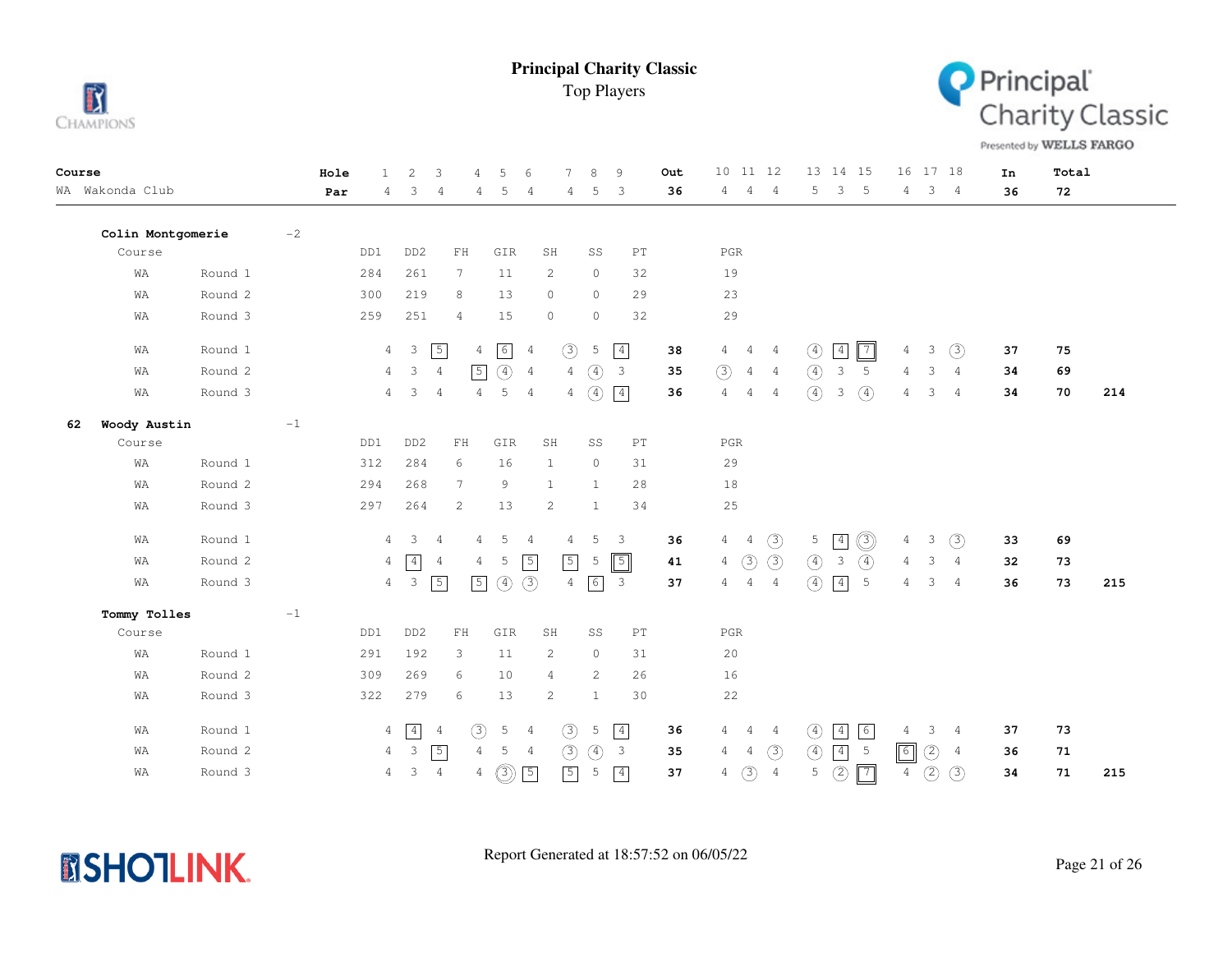# Principal Charity Classic

Top Players

| Course | Hole | 1 | 2 | 3 | 4 | 5 | 6 | 7 | 8 | 9 | Out | 10 | 11 | 12 | 13 | 14 | 15 | 16 | 17 | 18 | In | Total |
|---|---|---|---|---|---|---|---|---|---|---|---|---|---|---|---|---|---|---|---|---|---|---|
| WA Wakonda Club | Par | 4 | 3 | 4 | 4 | 5 | 4 | 4 | 5 | 3 | 36 | 4 | 4 | 4 | 5 | 3 | 5 | 4 | 3 | 4 | 36 | 72 |

## Colin Montgomerie -2

| Course | Round | DD1 | DD2 | FH | GIR | SH | SS | PT | PGR |
|---|---|---|---|---|---|---|---|---|---|
| WA | Round 1 | 284 | 261 | 7 | 11 | 2 | 0 | 32 | 19 |
| WA | Round 2 | 300 | 219 | 8 | 13 | 0 | 0 | 29 | 23 |
| WA | Round 3 | 259 | 251 | 4 | 15 | 0 | 0 | 32 | 29 |

| Course | Round | 1 | 2 | 3 | 4 | 5 | 6 | 7 | 8 | 9 | Out | 10 | 11 | 12 | 13 | 14 | 15 | 16 | 17 | 18 | In | Total | |
|---|---|---|---|---|---|---|---|---|---|---|---|---|---|---|---|---|---|---|---|---|---|---|---|
| WA | Round 1 | 4 | 3 | 5 | 4 | 6 | 4 | 3 | 5 | 4 | 38 | 4 | 4 | 4 | 4 | 4 | 7 | 4 | 3 | 3 | 37 | 75 | |
| WA | Round 2 | 4 | 3 | 4 | 5 | 4 | 4 | 4 | 4 | 3 | 35 | 3 | 4 | 4 | 4 | 3 | 5 | 4 | 3 | 4 | 34 | 69 | |
| WA | Round 3 | 4 | 3 | 4 | 4 | 5 | 4 | 4 | 4 | 4 | 36 | 4 | 4 | 4 | 4 | 3 | 4 | 4 | 3 | 4 | 34 | 70 | 214 |

## 62 Woody Austin -1

| Course | Round | DD1 | DD2 | FH | GIR | SH | SS | PT | PGR |
|---|---|---|---|---|---|---|---|---|---|
| WA | Round 1 | 312 | 284 | 6 | 16 | 1 | 0 | 31 | 29 |
| WA | Round 2 | 294 | 268 | 7 | 9 | 1 | 1 | 28 | 18 |
| WA | Round 3 | 297 | 264 | 2 | 13 | 2 | 1 | 34 | 25 |

| Course | Round | 1 | 2 | 3 | 4 | 5 | 6 | 7 | 8 | 9 | Out | 10 | 11 | 12 | 13 | 14 | 15 | 16 | 17 | 18 | In | Total | |
|---|---|---|---|---|---|---|---|---|---|---|---|---|---|---|---|---|---|---|---|---|---|---|---|
| WA | Round 1 | 4 | 3 | 4 | 4 | 5 | 4 | 4 | 5 | 3 | 36 | 4 | 4 | 3 | 5 | 4 | 3 | 4 | 3 | 3 | 33 | 69 | |
| WA | Round 2 | 4 | 4 | 4 | 4 | 5 | 5 | 5 | 5 | 5 | 41 | 4 | 3 | 3 | 4 | 3 | 4 | 4 | 3 | 4 | 32 | 73 | |
| WA | Round 3 | 4 | 3 | 5 | 5 | 4 | 3 | 4 | 6 | 3 | 37 | 4 | 4 | 4 | 4 | 4 | 5 | 4 | 3 | 4 | 36 | 73 | 215 |

## Tommy Tolles -1

| Course | Round | DD1 | DD2 | FH | GIR | SH | SS | PT | PGR |
|---|---|---|---|---|---|---|---|---|---|
| WA | Round 1 | 291 | 192 | 3 | 11 | 2 | 0 | 31 | 20 |
| WA | Round 2 | 309 | 269 | 6 | 10 | 4 | 2 | 26 | 16 |
| WA | Round 3 | 322 | 279 | 6 | 13 | 2 | 1 | 30 | 22 |

| Course | Round | 1 | 2 | 3 | 4 | 5 | 6 | 7 | 8 | 9 | Out | 10 | 11 | 12 | 13 | 14 | 15 | 16 | 17 | 18 | In | Total | |
|---|---|---|---|---|---|---|---|---|---|---|---|---|---|---|---|---|---|---|---|---|---|---|---|
| WA | Round 1 | 4 | 4 | 4 | 3 | 5 | 4 | 3 | 5 | 4 | 36 | 4 | 4 | 4 | 4 | 4 | 6 | 4 | 3 | 4 | 37 | 73 | |
| WA | Round 2 | 4 | 3 | 5 | 4 | 5 | 4 | 3 | 4 | 3 | 35 | 4 | 4 | 3 | 4 | 4 | 5 | 6 | 2 | 4 | 36 | 71 | |
| WA | Round 3 | 4 | 3 | 4 | 4 | 3 | 5 | 5 | 5 | 4 | 37 | 4 | 3 | 4 | 5 | 2 | 7 | 4 | 2 | 3 | 34 | 71 | 215 |

Report Generated at 18:57:52 on 06/05/22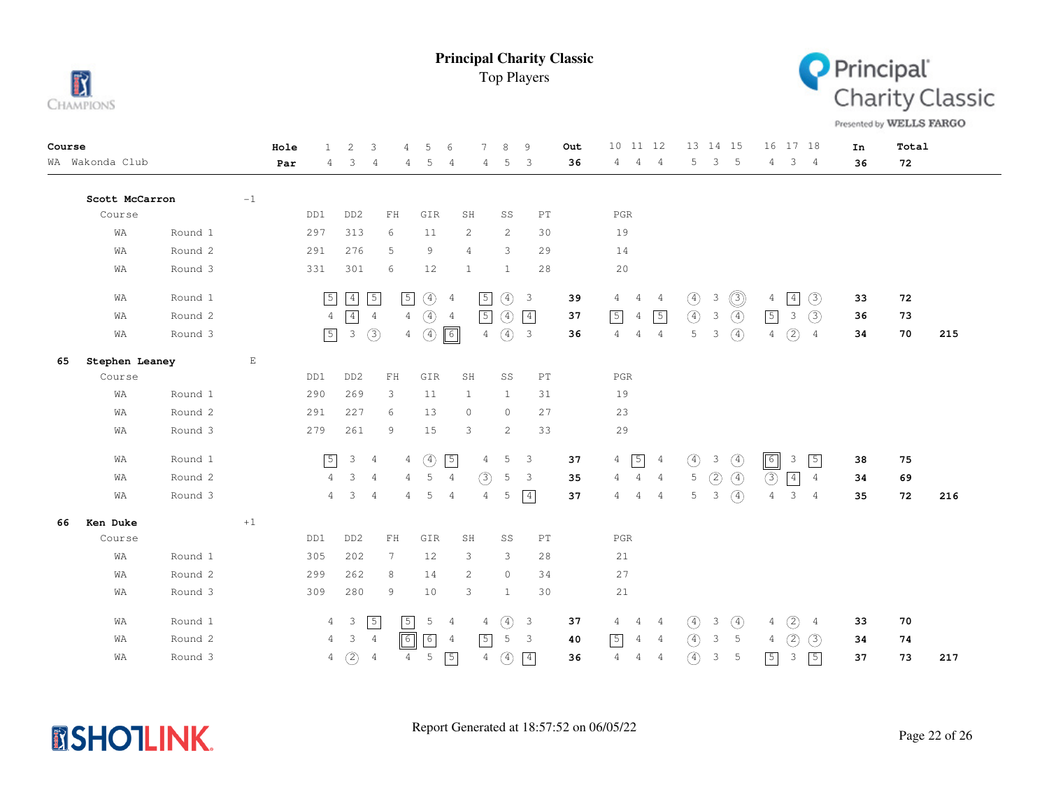# Principal Charity Classic

Top Players

| Course | Hole | 1 | 2 | 3 | 4 | 5 | 6 | 7 | 8 | 9 | Out | 10 | 11 | 12 | 13 | 14 | 15 | 16 | 17 | 18 | In | Total |
|---|---|---|---|---|---|---|---|---|---|---|---|---|---|---|---|---|---|---|---|---|---|---|
| WA Wakonda Club | Par | 4 | 3 | 4 | 4 | 5 | 4 | 4 | 5 | 3 | 36 | 4 | 4 | 4 | 5 | 3 | 5 | 4 | 3 | 4 | 36 | 72 |

**Scott McCarron** -1

| Course | Round | DD1 | DD2 | FH | GIR | SH | SS | PT | PGR |
|---|---|---|---|---|---|---|---|---|---|
| WA | Round 1 | 297 | 313 | 6 | 11 | 2 | 2 | 30 | 19 |
| WA | Round 2 | 291 | 276 | 5 | 9 | 4 | 3 | 29 | 14 |
| WA | Round 3 | 331 | 301 | 6 | 12 | 1 | 1 | 28 | 20 |

| Course | Round | 1 | 2 | 3 | 4 | 5 | 6 | 7 | 8 | 9 | Out | 10 | 11 | 12 | 13 | 14 | 15 | 16 | 17 | 18 | In | Total | |
|---|---|---|---|---|---|---|---|---|---|---|---|---|---|---|---|---|---|---|---|---|---|---|---|
| WA | Round 1 | 5 | 4 | 5 | 5 | 4 | 4 | 5 | 4 | 3 | 39 | 4 | 4 | 4 | 4 | 3 | 3 | 4 | 4 | 3 | 33 | 72 | |
| WA | Round 2 | 4 | 4 | 4 | 4 | 4 | 4 | 5 | 4 | 4 | 37 | 5 | 4 | 5 | 4 | 3 | 4 | 5 | 3 | 3 | 36 | 73 | |
| WA | Round 3 | 5 | 3 | 3 | 4 | 4 | 6 | 4 | 4 | 3 | 36 | 4 | 4 | 4 | 5 | 3 | 4 | 4 | 2 | 4 | 34 | 70 | 215 |

**65 Stephen Leaney** E

| Course | Round | DD1 | DD2 | FH | GIR | SH | SS | PT | PGR |
|---|---|---|---|---|---|---|---|---|---|
| WA | Round 1 | 290 | 269 | 3 | 11 | 1 | 1 | 31 | 19 |
| WA | Round 2 | 291 | 227 | 6 | 13 | 0 | 0 | 27 | 23 |
| WA | Round 3 | 279 | 261 | 9 | 15 | 3 | 2 | 33 | 29 |

| Course | Round | 1 | 2 | 3 | 4 | 5 | 6 | 7 | 8 | 9 | Out | 10 | 11 | 12 | 13 | 14 | 15 | 16 | 17 | 18 | In | Total | |
|---|---|---|---|---|---|---|---|---|---|---|---|---|---|---|---|---|---|---|---|---|---|---|---|
| WA | Round 1 | 5 | 3 | 4 | 4 | 4 | 5 | 4 | 5 | 3 | 37 | 4 | 5 | 4 | 4 | 3 | 4 | 6 | 3 | 5 | 38 | 75 | |
| WA | Round 2 | 4 | 3 | 4 | 4 | 5 | 4 | 3 | 5 | 3 | 35 | 4 | 4 | 4 | 5 | 2 | 4 | 3 | 4 | 4 | 34 | 69 | |
| WA | Round 3 | 4 | 3 | 4 | 4 | 5 | 4 | 4 | 5 | 4 | 37 | 4 | 4 | 4 | 5 | 3 | 4 | 4 | 3 | 4 | 35 | 72 | 216 |

**66 Ken Duke** +1

| Course | Round | DD1 | DD2 | FH | GIR | SH | SS | PT | PGR |
|---|---|---|---|---|---|---|---|---|---|
| WA | Round 1 | 305 | 202 | 7 | 12 | 3 | 3 | 28 | 21 |
| WA | Round 2 | 299 | 262 | 8 | 14 | 2 | 0 | 34 | 27 |
| WA | Round 3 | 309 | 280 | 9 | 10 | 3 | 1 | 30 | 21 |

| Course | Round | 1 | 2 | 3 | 4 | 5 | 6 | 7 | 8 | 9 | Out | 10 | 11 | 12 | 13 | 14 | 15 | 16 | 17 | 18 | In | Total | |
|---|---|---|---|---|---|---|---|---|---|---|---|---|---|---|---|---|---|---|---|---|---|---|---|
| WA | Round 1 | 4 | 3 | 5 | 5 | 5 | 4 | 4 | 4 | 3 | 37 | 4 | 4 | 4 | 4 | 3 | 4 | 4 | 2 | 4 | 33 | 70 | |
| WA | Round 2 | 4 | 3 | 4 | 6 | 6 | 4 | 5 | 5 | 3 | 40 | 5 | 4 | 4 | 4 | 3 | 5 | 4 | 2 | 3 | 34 | 74 | |
| WA | Round 3 | 4 | 2 | 4 | 4 | 5 | 5 | 4 | 4 | 4 | 36 | 4 | 4 | 4 | 4 | 3 | 5 | 5 | 3 | 5 | 37 | 73 | 217 |

Report Generated at 18:57:52 on 06/05/22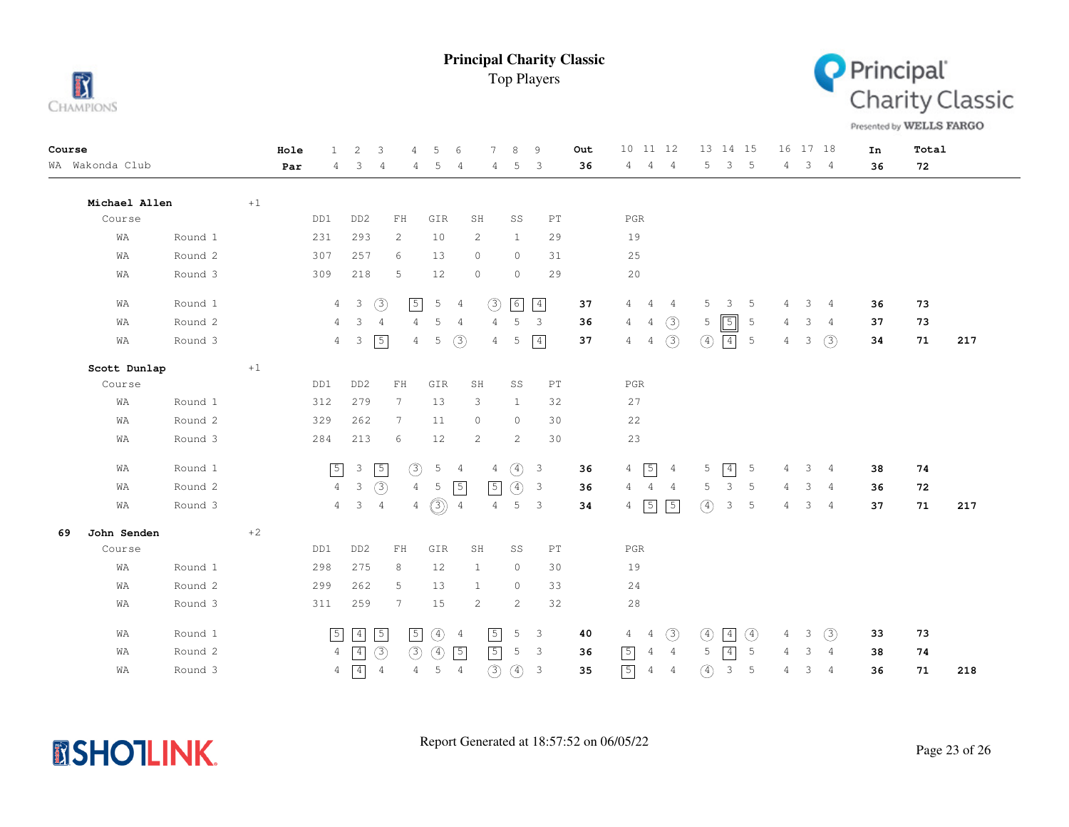# Principal Charity Classic

Top Players

| Course | | Hole | 1 | 2 | 3 | 4 | 5 | 6 | 7 | 8 | 9 | Out | 10 | 11 | 12 | 13 | 14 | 15 | 16 | 17 | 18 | In | Total | |
|---|---|---|---|---|---|---|---|---|---|---|---|---|---|---|---|---|---|---|---|---|---|---|---|---|
| WA Wakonda Club | | Par | 4 | 3 | 4 | 4 | 5 | 4 | 4 | 5 | 3 | 36 | 4 | 4 | 4 | 5 | 3 | 5 | 4 | 3 | 4 | 36 | 72 | |

**Michael Allen** +1

| Course | | DD1 | DD2 | FH | GIR | SH | SS | PT | PGR |
|---|---|---|---|---|---|---|---|---|---|
| WA | Round 1 | 231 | 293 | 2 | 10 | 2 | 1 | 29 | 19 |
| WA | Round 2 | 307 | 257 | 6 | 13 | 0 | 0 | 31 | 25 |
| WA | Round 3 | 309 | 218 | 5 | 12 | 0 | 0 | 29 | 20 |

| Course | Round | 1 | 2 | 3 | 4 | 5 | 6 | 7 | 8 | 9 | Out | 10 | 11 | 12 | 13 | 14 | 15 | 16 | 17 | 18 | In | Total | |
|---|---|---|---|---|---|---|---|---|---|---|---|---|---|---|---|---|---|---|---|---|---|---|---|
| WA | Round 1 | 4 | 3 | 3 | 5 | 5 | 4 | 3 | 6 | 4 | 37 | 4 | 4 | 4 | 5 | 3 | 5 | 4 | 3 | 4 | 36 | 73 | |
| WA | Round 2 | 4 | 3 | 4 | 4 | 5 | 4 | 4 | 5 | 3 | 36 | 4 | 4 | 3 | 5 | 5 | 5 | 4 | 3 | 4 | 37 | 73 | |
| WA | Round 3 | 4 | 3 | 5 | 4 | 5 | 3 | 4 | 5 | 4 | 37 | 4 | 4 | 3 | 4 | 4 | 5 | 4 | 3 | 3 | 34 | 71 | 217 |

**Scott Dunlap** +1

| Course | | DD1 | DD2 | FH | GIR | SH | SS | PT | PGR |
|---|---|---|---|---|---|---|---|---|---|
| WA | Round 1 | 312 | 279 | 7 | 13 | 3 | 1 | 32 | 27 |
| WA | Round 2 | 329 | 262 | 7 | 11 | 0 | 0 | 30 | 22 |
| WA | Round 3 | 284 | 213 | 6 | 12 | 2 | 2 | 30 | 23 |

| Course | Round | 1 | 2 | 3 | 4 | 5 | 6 | 7 | 8 | 9 | Out | 10 | 11 | 12 | 13 | 14 | 15 | 16 | 17 | 18 | In | Total | |
|---|---|---|---|---|---|---|---|---|---|---|---|---|---|---|---|---|---|---|---|---|---|---|---|
| WA | Round 1 | 5 | 3 | 5 | 3 | 5 | 4 | 4 | 4 | 3 | 36 | 4 | 5 | 4 | 5 | 4 | 5 | 4 | 3 | 4 | 38 | 74 | |
| WA | Round 2 | 4 | 3 | 3 | 4 | 5 | 5 | 5 | 4 | 3 | 36 | 4 | 4 | 4 | 5 | 3 | 5 | 4 | 3 | 4 | 36 | 72 | |
| WA | Round 3 | 4 | 3 | 4 | 4 | 3 | 4 | 4 | 5 | 3 | 34 | 4 | 5 | 5 | 4 | 3 | 5 | 4 | 3 | 4 | 37 | 71 | 217 |

**69 John Senden** +2

| Course | | DD1 | DD2 | FH | GIR | SH | SS | PT | PGR |
|---|---|---|---|---|---|---|---|---|---|
| WA | Round 1 | 298 | 275 | 8 | 12 | 1 | 0 | 30 | 19 |
| WA | Round 2 | 299 | 262 | 5 | 13 | 1 | 0 | 33 | 24 |
| WA | Round 3 | 311 | 259 | 7 | 15 | 2 | 2 | 32 | 28 |

| Course | Round | 1 | 2 | 3 | 4 | 5 | 6 | 7 | 8 | 9 | Out | 10 | 11 | 12 | 13 | 14 | 15 | 16 | 17 | 18 | In | Total | |
|---|---|---|---|---|---|---|---|---|---|---|---|---|---|---|---|---|---|---|---|---|---|---|---|
| WA | Round 1 | 5 | 4 | 5 | 5 | 4 | 4 | 5 | 5 | 3 | 40 | 4 | 4 | 3 | 4 | 4 | 4 | 4 | 3 | 3 | 33 | 73 | |
| WA | Round 2 | 4 | 4 | 3 | 3 | 4 | 5 | 5 | 5 | 3 | 36 | 5 | 4 | 4 | 5 | 4 | 5 | 4 | 3 | 4 | 38 | 74 | |
| WA | Round 3 | 4 | 4 | 4 | 4 | 5 | 4 | 3 | 4 | 3 | 35 | 5 | 4 | 4 | 4 | 3 | 5 | 4 | 3 | 4 | 36 | 71 | 218 |

Report Generated at 18:57:52 on 06/05/22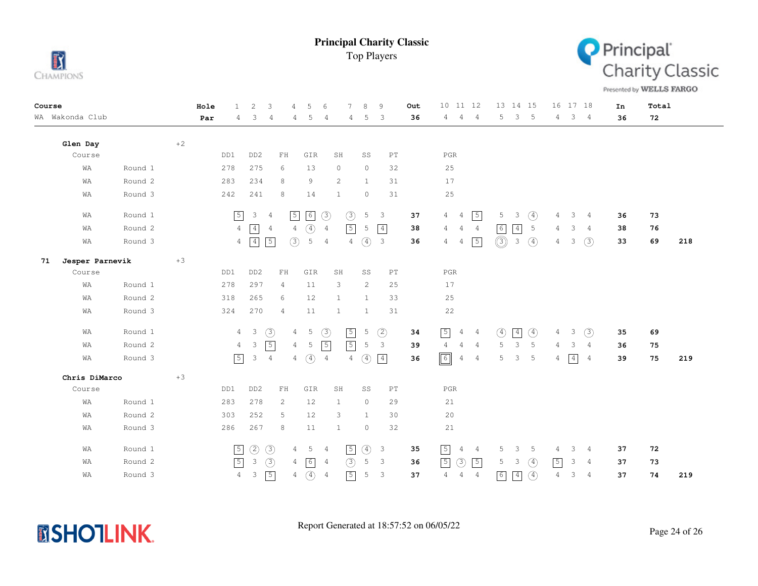# Principal Charity Classic

Top Players

| Course | | Hole | 1 | 2 | 3 | 4 | 5 | 6 | 7 | 8 | 9 | Out | 10 | 11 | 12 | 13 | 14 | 15 | 16 | 17 | 18 | In | Total | |
|---|---|---|---|---|---|---|---|---|---|---|---|---|---|---|---|---|---|---|---|---|---|---|---|---|
| WA Wakonda Club | | Par | 4 | 3 | 4 | 4 | 5 | 4 | 4 | 5 | 3 | 36 | 4 | 4 | 4 | 5 | 3 | 5 | 4 | 3 | 4 | 36 | 72 | |

**Glen Day** +2

| Course | | DD1 | DD2 | FH | GIR | SH | SS | PT | PGR |
|---|---|---|---|---|---|---|---|---|---|
| WA | Round 1 | 278 | 275 | 6 | 13 | 0 | 0 | 32 | 25 |
| WA | Round 2 | 283 | 234 | 8 | 9 | 2 | 1 | 31 | 17 |
| WA | Round 3 | 242 | 241 | 8 | 14 | 1 | 0 | 31 | 25 |

| Course | | 1 | 2 | 3 | 4 | 5 | 6 | 7 | 8 | 9 | Out | 10 | 11 | 12 | 13 | 14 | 15 | 16 | 17 | 18 | In | Total | |
|---|---|---|---|---|---|---|---|---|---|---|---|---|---|---|---|---|---|---|---|---|---|---|---|
| WA | Round 1 | 5 | 3 | 4 | 5 | 6 | 3 | 3 | 5 | 3 | 37 | 4 | 4 | 5 | 5 | 3 | 4 | 4 | 3 | 4 | 36 | 73 | |
| WA | Round 2 | 4 | 4 | 4 | 4 | 4 | 4 | 5 | 5 | 4 | 38 | 4 | 4 | 4 | 6 | 4 | 5 | 4 | 3 | 4 | 38 | 76 | |
| WA | Round 3 | 4 | 4 | 5 | 3 | 5 | 4 | 4 | 4 | 3 | 36 | 4 | 4 | 5 | 3 | 3 | 4 | 4 | 3 | 3 | 33 | 69 | 218 |

**71 Jesper Parnevik** +3

| Course | | DD1 | DD2 | FH | GIR | SH | SS | PT | PGR |
|---|---|---|---|---|---|---|---|---|---|
| WA | Round 1 | 278 | 297 | 4 | 11 | 3 | 2 | 25 | 17 |
| WA | Round 2 | 318 | 265 | 6 | 12 | 1 | 1 | 33 | 25 |
| WA | Round 3 | 324 | 270 | 4 | 11 | 1 | 1 | 31 | 22 |

| Course | | 1 | 2 | 3 | 4 | 5 | 6 | 7 | 8 | 9 | Out | 10 | 11 | 12 | 13 | 14 | 15 | 16 | 17 | 18 | In | Total | |
|---|---|---|---|---|---|---|---|---|---|---|---|---|---|---|---|---|---|---|---|---|---|---|---|
| WA | Round 1 | 4 | 3 | 3 | 4 | 5 | 3 | 5 | 5 | 2 | 34 | 5 | 4 | 4 | 4 | 4 | 4 | 4 | 3 | 3 | 35 | 69 | |
| WA | Round 2 | 4 | 3 | 5 | 4 | 5 | 5 | 5 | 5 | 3 | 39 | 4 | 4 | 4 | 5 | 3 | 5 | 4 | 3 | 4 | 36 | 75 | |
| WA | Round 3 | 5 | 3 | 4 | 4 | 4 | 4 | 4 | 4 | 4 | 36 | 6 | 4 | 4 | 5 | 3 | 5 | 4 | 4 | 4 | 39 | 75 | 219 |

**Chris DiMarco** +3

| Course | | DD1 | DD2 | FH | GIR | SH | SS | PT | PGR |
|---|---|---|---|---|---|---|---|---|---|
| WA | Round 1 | 283 | 278 | 2 | 12 | 1 | 0 | 29 | 21 |
| WA | Round 2 | 303 | 252 | 5 | 12 | 3 | 1 | 30 | 20 |
| WA | Round 3 | 286 | 267 | 8 | 11 | 1 | 0 | 32 | 21 |

| Course | | 1 | 2 | 3 | 4 | 5 | 6 | 7 | 8 | 9 | Out | 10 | 11 | 12 | 13 | 14 | 15 | 16 | 17 | 18 | In | Total | |
|---|---|---|---|---|---|---|---|---|---|---|---|---|---|---|---|---|---|---|---|---|---|---|---|
| WA | Round 1 | 5 | 2 | 3 | 4 | 5 | 4 | 5 | 4 | 3 | 35 | 5 | 4 | 4 | 5 | 3 | 5 | 4 | 3 | 4 | 37 | 72 | |
| WA | Round 2 | 5 | 3 | 3 | 4 | 6 | 4 | 3 | 5 | 3 | 36 | 5 | 3 | 5 | 5 | 3 | 4 | 5 | 3 | 4 | 37 | 73 | |
| WA | Round 3 | 4 | 3 | 5 | 4 | 4 | 4 | 5 | 5 | 3 | 37 | 4 | 4 | 4 | 6 | 4 | 4 | 4 | 3 | 4 | 37 | 74 | 219 |

Report Generated at 18:57:52 on 06/05/22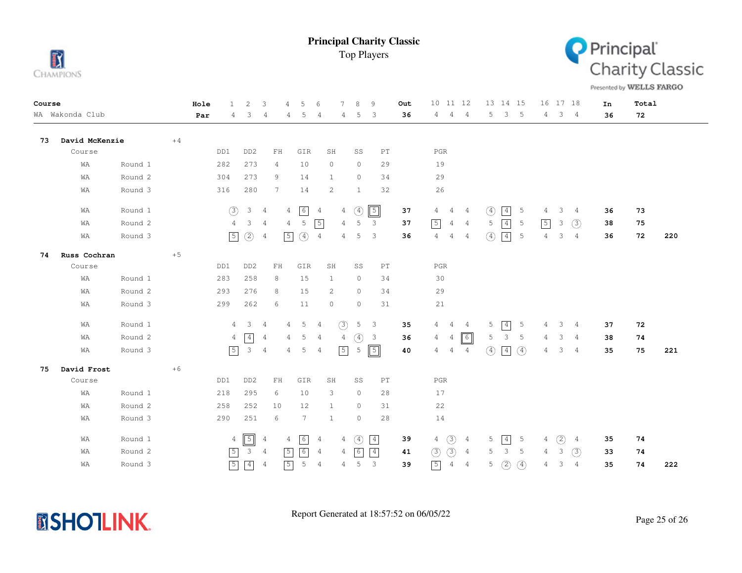# Principal Charity Classic

Top Players

| Course | Hole | 1 | 2 | 3 | 4 | 5 | 6 | 7 | 8 | 9 | Out | 10 | 11 | 12 | 13 | 14 | 15 | 16 | 17 | 18 | In | Total |
|---|---|---|---|---|---|---|---|---|---|---|---|---|---|---|---|---|---|---|---|---|---|---|
| WA Wakonda Club | Par | 4 | 3 | 4 | 4 | 5 | 4 | 4 | 5 | 3 | 36 | 4 | 4 | 4 | 5 | 3 | 5 | 4 | 3 | 4 | 36 | 72 |

## 73 David McKenzie +4

| Course | | DD1 | DD2 | FH | GIR | SH | SS | PT | PGR |
|---|---|---|---|---|---|---|---|---|---|
| WA | Round 1 | 282 | 273 | 4 | 10 | 0 | 0 | 29 | 19 |
| WA | Round 2 | 304 | 273 | 9 | 14 | 1 | 0 | 34 | 29 |
| WA | Round 3 | 316 | 280 | 7 | 14 | 2 | 1 | 32 | 26 |

| Course | Round | 1 | 2 | 3 | 4 | 5 | 6 | 7 | 8 | 9 | Out | 10 | 11 | 12 | 13 | 14 | 15 | 16 | 17 | 18 | In | Total | |
|---|---|---|---|---|---|---|---|---|---|---|---|---|---|---|---|---|---|---|---|---|---|---|---|
| WA | Round 1 | 3 | 3 | 4 | 4 | 6 | 4 | 4 | 4 | 5 | 37 | 4 | 4 | 4 | 4 | 4 | 5 | 4 | 3 | 4 | 36 | 73 | |
| WA | Round 2 | 4 | 3 | 4 | 4 | 5 | 5 | 4 | 5 | 3 | 37 | 5 | 4 | 4 | 5 | 4 | 5 | 5 | 3 | 3 | 38 | 75 | |
| WA | Round 3 | 5 | 2 | 4 | 5 | 4 | 4 | 4 | 5 | 3 | 36 | 4 | 4 | 4 | 4 | 4 | 5 | 4 | 3 | 4 | 36 | 72 | 220 |

## 74 Russ Cochran +5

| Course | | DD1 | DD2 | FH | GIR | SH | SS | PT | PGR |
|---|---|---|---|---|---|---|---|---|---|
| WA | Round 1 | 283 | 258 | 8 | 15 | 1 | 0 | 34 | 30 |
| WA | Round 2 | 293 | 276 | 8 | 15 | 2 | 0 | 34 | 29 |
| WA | Round 3 | 299 | 262 | 6 | 11 | 0 | 0 | 31 | 21 |

| Course | Round | 1 | 2 | 3 | 4 | 5 | 6 | 7 | 8 | 9 | Out | 10 | 11 | 12 | 13 | 14 | 15 | 16 | 17 | 18 | In | Total | |
|---|---|---|---|---|---|---|---|---|---|---|---|---|---|---|---|---|---|---|---|---|---|---|---|
| WA | Round 1 | 4 | 3 | 4 | 4 | 5 | 4 | 3 | 5 | 3 | 35 | 4 | 4 | 4 | 5 | 4 | 5 | 4 | 3 | 4 | 37 | 72 | |
| WA | Round 2 | 4 | 4 | 4 | 4 | 5 | 4 | 4 | 4 | 3 | 36 | 4 | 4 | 6 | 5 | 3 | 5 | 4 | 3 | 4 | 38 | 74 | |
| WA | Round 3 | 5 | 3 | 4 | 4 | 5 | 4 | 5 | 5 | 5 | 40 | 4 | 4 | 4 | 4 | 4 | 4 | 4 | 3 | 4 | 35 | 75 | 221 |

## 75 David Frost +6

| Course | | DD1 | DD2 | FH | GIR | SH | SS | PT | PGR |
|---|---|---|---|---|---|---|---|---|---|
| WA | Round 1 | 218 | 295 | 6 | 10 | 3 | 0 | 28 | 17 |
| WA | Round 2 | 258 | 252 | 10 | 12 | 1 | 0 | 31 | 22 |
| WA | Round 3 | 290 | 251 | 6 | 7 | 1 | 0 | 28 | 14 |

| Course | Round | 1 | 2 | 3 | 4 | 5 | 6 | 7 | 8 | 9 | Out | 10 | 11 | 12 | 13 | 14 | 15 | 16 | 17 | 18 | In | Total | |
|---|---|---|---|---|---|---|---|---|---|---|---|---|---|---|---|---|---|---|---|---|---|---|---|
| WA | Round 1 | 4 | 5 | 4 | 4 | 6 | 4 | 4 | 4 | 4 | 39 | 4 | 3 | 4 | 5 | 4 | 5 | 4 | 2 | 4 | 35 | 74 | |
| WA | Round 2 | 5 | 3 | 4 | 5 | 6 | 4 | 4 | 6 | 4 | 41 | 3 | 3 | 4 | 5 | 3 | 5 | 4 | 3 | 3 | 33 | 74 | |
| WA | Round 3 | 5 | 4 | 4 | 5 | 5 | 4 | 4 | 5 | 3 | 39 | 5 | 4 | 4 | 5 | 2 | 4 | 4 | 3 | 4 | 35 | 74 | 222 |

Report Generated at 18:57:52 on 06/05/22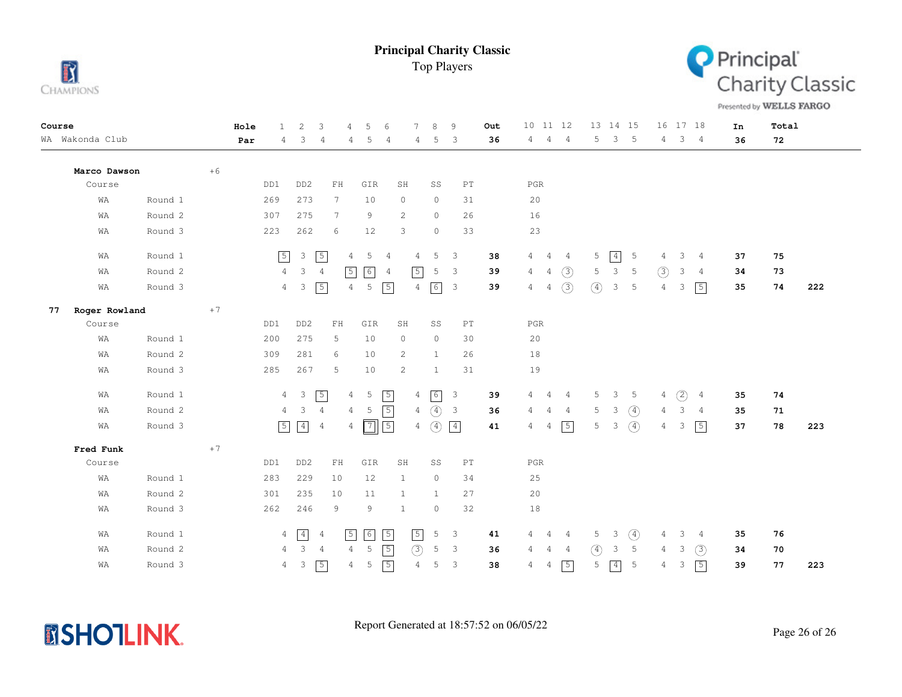# Principal Charity Classic

Top Players

| Course | | Hole | 1 | 2 | 3 | 4 | 5 | 6 | 7 | 8 | 9 | Out | 10 | 11 | 12 | 13 | 14 | 15 | 16 | 17 | 18 | In | Total | |
|---|---|---|---|---|---|---|---|---|---|---|---|---|---|---|---|---|---|---|---|---|---|---|---|---|
| WA Wakonda Club | | Par | 4 | 3 | 4 | 4 | 5 | 4 | 4 | 5 | 3 | **36** | 4 | 4 | 4 | 5 | 3 | 5 | 4 | 3 | 4 | **36** | **72** | |

**Marco Dawson** +6

| Course | | DD1 | DD2 | FH | GIR | SH | SS | PT | PGR |
|---|---|---|---|---|---|---|---|---|---|
| WA | Round 1 | 269 | 273 | 7 | 10 | 0 | 0 | 31 | 20 |
| WA | Round 2 | 307 | 275 | 7 | 9 | 2 | 0 | 26 | 16 |
| WA | Round 3 | 223 | 262 | 6 | 12 | 3 | 0 | 33 | 23 |

| | | 1 | 2 | 3 | 4 | 5 | 6 | 7 | 8 | 9 | Out | 10 | 11 | 12 | 13 | 14 | 15 | 16 | 17 | 18 | In | Total | |
|---|---|---|---|---|---|---|---|---|---|---|---|---|---|---|---|---|---|---|---|---|---|---|---|
| WA | Round 1 | 5 | 3 | 5 | 4 | 5 | 4 | 4 | 5 | 3 | **38** | 4 | 4 | 4 | 5 | 4 | 5 | 4 | 3 | 4 | **37** | **75** | |
| WA | Round 2 | 4 | 3 | 4 | 5 | 6 | 4 | 5 | 5 | 3 | **39** | 4 | 4 | 3 | 5 | 3 | 5 | 3 | 3 | 4 | **34** | **73** | |
| WA | Round 3 | 4 | 3 | 5 | 4 | 5 | 5 | 4 | 6 | 3 | **39** | 4 | 4 | 3 | 4 | 3 | 5 | 4 | 3 | 5 | **35** | **74** | **222** |

**77 Roger Rowland** +7

| Course | | DD1 | DD2 | FH | GIR | SH | SS | PT | PGR |
|---|---|---|---|---|---|---|---|---|---|
| WA | Round 1 | 200 | 275 | 5 | 10 | 0 | 0 | 30 | 20 |
| WA | Round 2 | 309 | 281 | 6 | 10 | 2 | 1 | 26 | 18 |
| WA | Round 3 | 285 | 267 | 5 | 10 | 2 | 1 | 31 | 19 |

| | | 1 | 2 | 3 | 4 | 5 | 6 | 7 | 8 | 9 | Out | 10 | 11 | 12 | 13 | 14 | 15 | 16 | 17 | 18 | In | Total | |
|---|---|---|---|---|---|---|---|---|---|---|---|---|---|---|---|---|---|---|---|---|---|---|---|
| WA | Round 1 | 4 | 3 | 5 | 4 | 5 | 5 | 4 | 6 | 3 | **39** | 4 | 4 | 4 | 5 | 3 | 5 | 4 | 2 | 4 | **35** | **74** | |
| WA | Round 2 | 4 | 3 | 4 | 4 | 5 | 5 | 4 | 4 | 3 | **36** | 4 | 4 | 4 | 5 | 3 | 4 | 4 | 3 | 4 | **35** | **71** | |
| WA | Round 3 | 5 | 4 | 4 | 4 | 7 | 5 | 4 | 4 | 4 | **41** | 4 | 4 | 5 | 5 | 3 | 4 | 4 | 3 | 5 | **37** | **78** | **223** |

**Fred Funk** +7

| Course | | DD1 | DD2 | FH | GIR | SH | SS | PT | PGR |
|---|---|---|---|---|---|---|---|---|---|
| WA | Round 1 | 283 | 229 | 10 | 12 | 1 | 0 | 34 | 25 |
| WA | Round 2 | 301 | 235 | 10 | 11 | 1 | 1 | 27 | 20 |
| WA | Round 3 | 262 | 246 | 9 | 9 | 1 | 0 | 32 | 18 |

| | | 1 | 2 | 3 | 4 | 5 | 6 | 7 | 8 | 9 | Out | 10 | 11 | 12 | 13 | 14 | 15 | 16 | 17 | 18 | In | Total | |
|---|---|---|---|---|---|---|---|---|---|---|---|---|---|---|---|---|---|---|---|---|---|---|---|
| WA | Round 1 | 4 | 4 | 4 | 5 | 6 | 5 | 5 | 5 | 3 | **41** | 4 | 4 | 4 | 5 | 3 | 4 | 4 | 3 | 4 | **35** | **76** | |
| WA | Round 2 | 4 | 3 | 4 | 4 | 5 | 5 | 3 | 5 | 3 | **36** | 4 | 4 | 4 | 4 | 3 | 5 | 4 | 3 | 3 | **34** | **70** | |
| WA | Round 3 | 4 | 3 | 5 | 4 | 5 | 5 | 4 | 5 | 3 | **38** | 4 | 4 | 5 | 5 | 4 | 5 | 4 | 3 | 5 | **39** | **77** | **223** |

Report Generated at 18:57:52 on 06/05/22